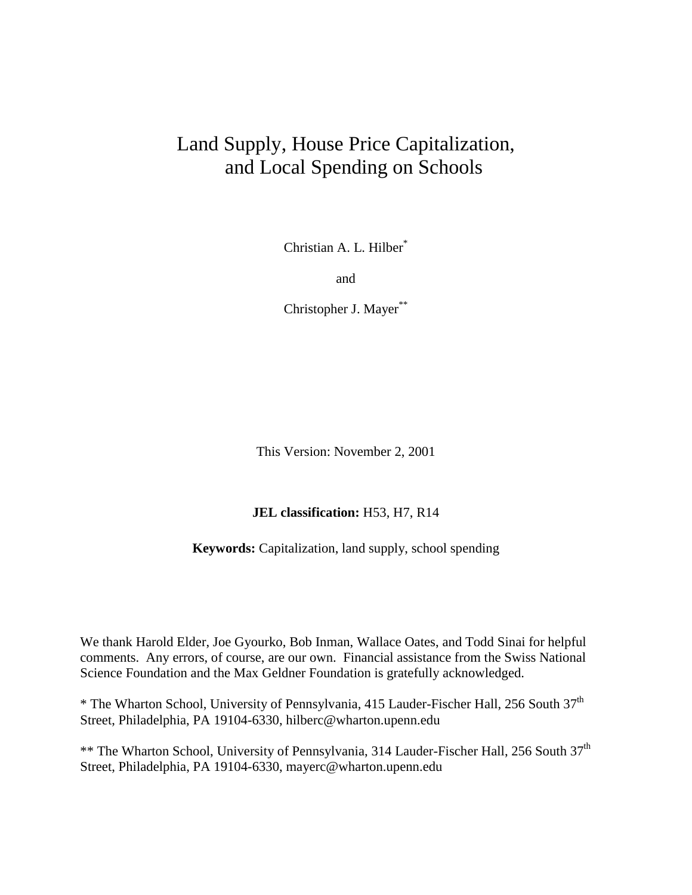# Land Supply, House Price Capitalization, and Local Spending on Schools

Christian A. L. Hilber[*]

and

Christopher J. Mayer[**]

This Version: November 2, 2001

**JEL classification:** H53, H7, R14

**Keywords:** Capitalization, land supply, school spending

We thank Harold Elder, Joe Gyourko, Bob Inman, Wallace Oates, and Todd Sinai for helpful comments. Any errors, of course, are our own. Financial assistance from the Swiss National Science Foundation and the Max Geldner Foundation is gratefully acknowledged.

[*] The Wharton School, University of Pennsylvania, 415 Lauder-Fischer Hall, 256 South 37th Street, Philadelphia, PA 19104-6330, hilberc@wharton.upenn.edu

[**] The Wharton School, University of Pennsylvania, 314 Lauder-Fischer Hall, 256 South 37th Street, Philadelphia, PA 19104-6330, mayerc@wharton.upenn.edu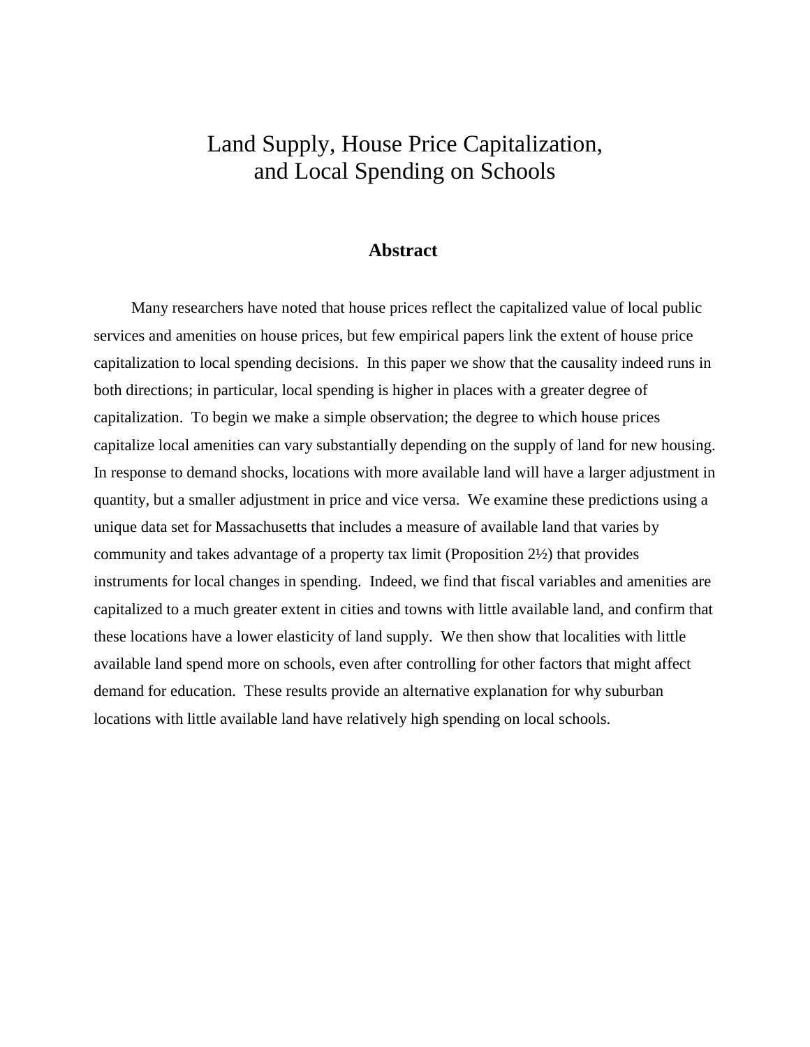# Land Supply, House Price Capitalization, and Local Spending on Schools

## Abstract

Many researchers have noted that house prices reflect the capitalized value of local public services and amenities on house prices, but few empirical papers link the extent of house price capitalization to local spending decisions. In this paper we show that the causality indeed runs in both directions; in particular, local spending is higher in places with a greater degree of capitalization. To begin we make a simple observation; the degree to which house prices capitalize local amenities can vary substantially depending on the supply of land for new housing. In response to demand shocks, locations with more available land will have a larger adjustment in quantity, but a smaller adjustment in price and vice versa. We examine these predictions using a unique data set for Massachusetts that includes a measure of available land that varies by community and takes advantage of a property tax limit (Proposition 2½) that provides instruments for local changes in spending. Indeed, we find that fiscal variables and amenities are capitalized to a much greater extent in cities and towns with little available land, and confirm that these locations have a lower elasticity of land supply. We then show that localities with little available land spend more on schools, even after controlling for other factors that might affect demand for education. These results provide an alternative explanation for why suburban locations with little available land have relatively high spending on local schools.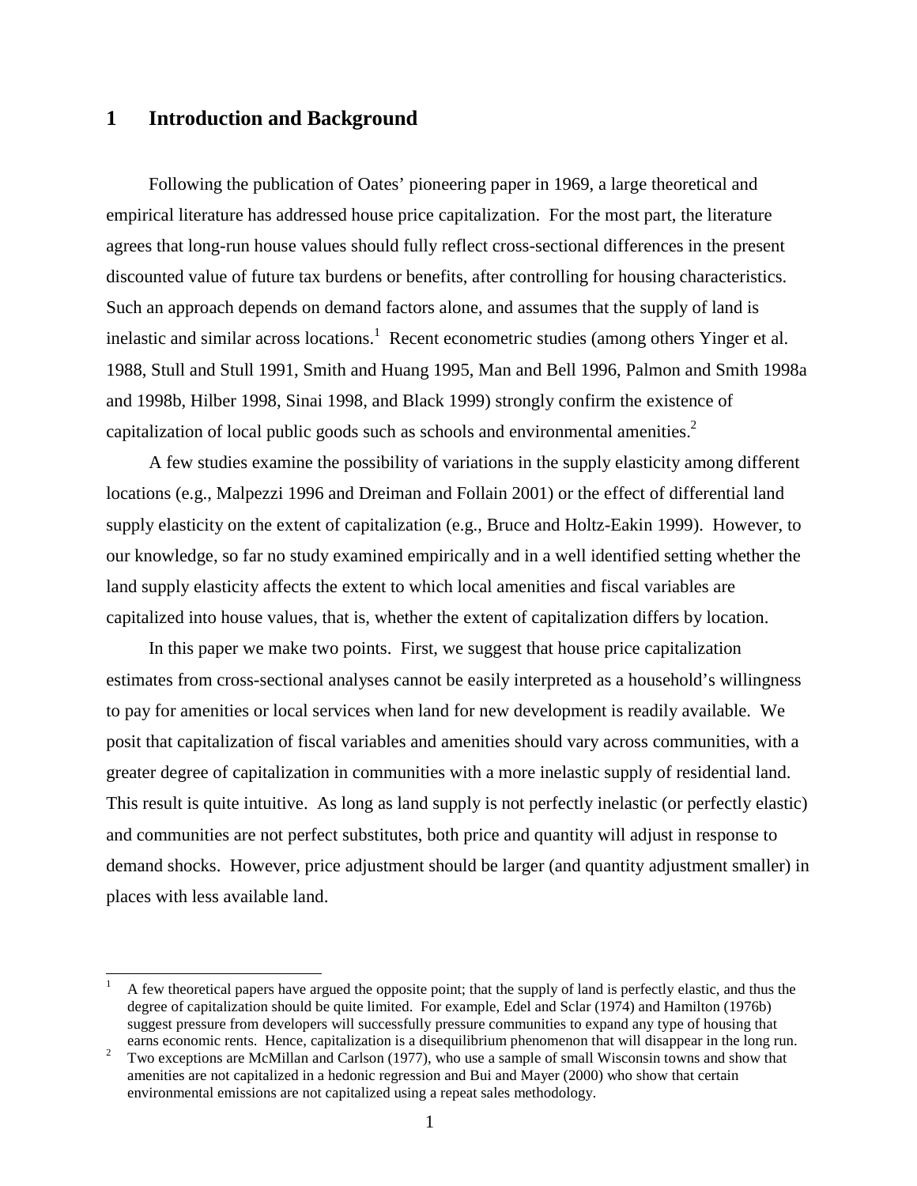# 1 Introduction and Background

Following the publication of Oates' pioneering paper in 1969, a large theoretical and empirical literature has addressed house price capitalization. For the most part, the literature agrees that long-run house values should fully reflect cross-sectional differences in the present discounted value of future tax burdens or benefits, after controlling for housing characteristics. Such an approach depends on demand factors alone, and assumes that the supply of land is inelastic and similar across locations.[1] Recent econometric studies (among others Yinger et al. 1988, Stull and Stull 1991, Smith and Huang 1995, Man and Bell 1996, Palmon and Smith 1998a and 1998b, Hilber 1998, Sinai 1998, and Black 1999) strongly confirm the existence of capitalization of local public goods such as schools and environmental amenities.[2]

A few studies examine the possibility of variations in the supply elasticity among different locations (e.g., Malpezzi 1996 and Dreiman and Follain 2001) or the effect of differential land supply elasticity on the extent of capitalization (e.g., Bruce and Holtz-Eakin 1999). However, to our knowledge, so far no study examined empirically and in a well identified setting whether the land supply elasticity affects the extent to which local amenities and fiscal variables are capitalized into house values, that is, whether the extent of capitalization differs by location.

In this paper we make two points. First, we suggest that house price capitalization estimates from cross-sectional analyses cannot be easily interpreted as a household's willingness to pay for amenities or local services when land for new development is readily available. We posit that capitalization of fiscal variables and amenities should vary across communities, with a greater degree of capitalization in communities with a more inelastic supply of residential land. This result is quite intuitive. As long as land supply is not perfectly inelastic (or perfectly elastic) and communities are not perfect substitutes, both price and quantity will adjust in response to demand shocks. However, price adjustment should be larger (and quantity adjustment smaller) in places with less available land.

[1] A few theoretical papers have argued the opposite point; that the supply of land is perfectly elastic, and thus the degree of capitalization should be quite limited. For example, Edel and Sclar (1974) and Hamilton (1976b) suggest pressure from developers will successfully pressure communities to expand any type of housing that earns economic rents. Hence, capitalization is a disequilibrium phenomenon that will disappear in the long run.

[2] Two exceptions are McMillan and Carlson (1977), who use a sample of small Wisconsin towns and show that amenities are not capitalized in a hedonic regression and Bui and Mayer (2000) who show that certain environmental emissions are not capitalized using a repeat sales methodology.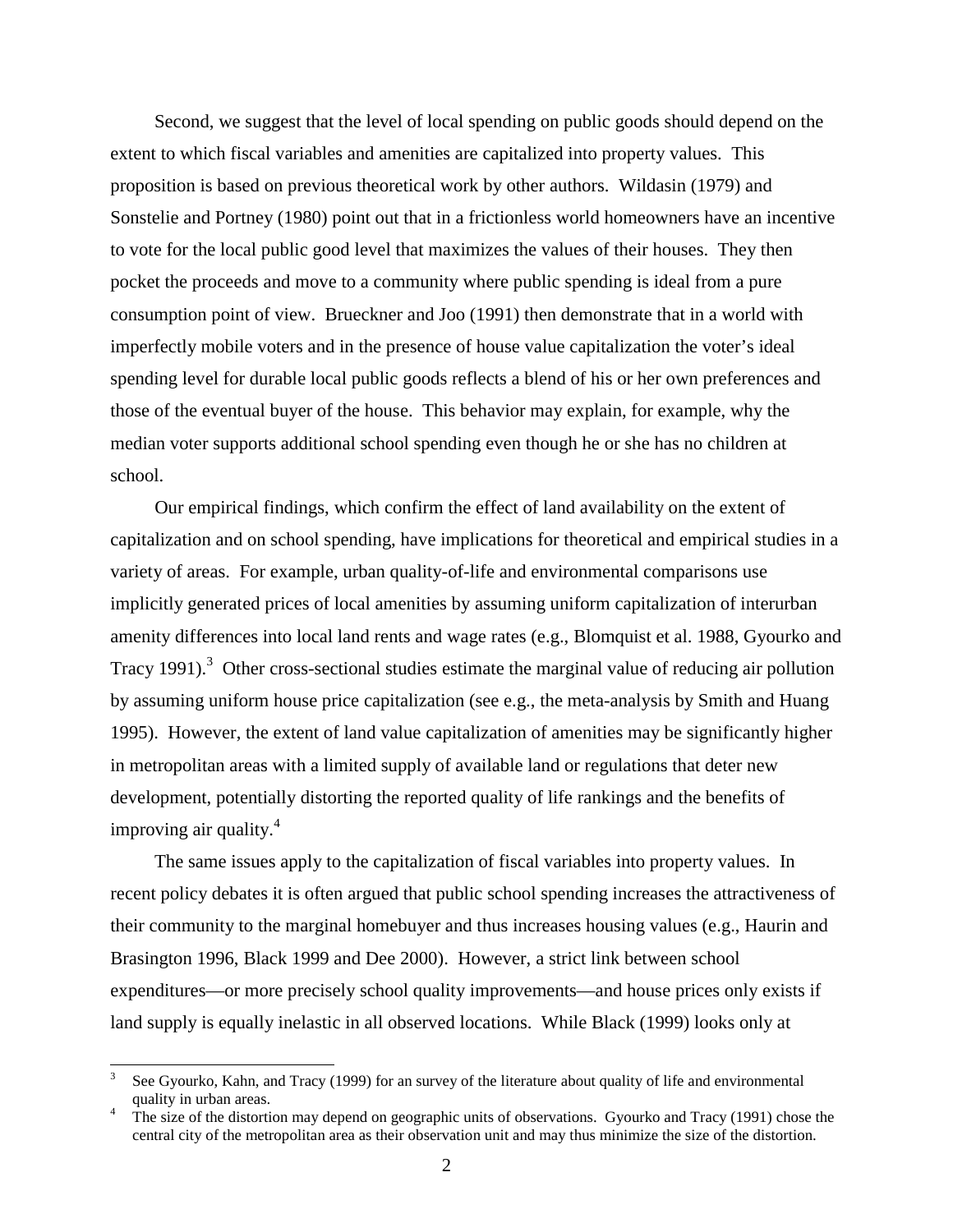Second, we suggest that the level of local spending on public goods should depend on the extent to which fiscal variables and amenities are capitalized into property values. This proposition is based on previous theoretical work by other authors. Wildasin (1979) and Sonstelie and Portney (1980) point out that in a frictionless world homeowners have an incentive to vote for the local public good level that maximizes the values of their houses. They then pocket the proceeds and move to a community where public spending is ideal from a pure consumption point of view. Brueckner and Joo (1991) then demonstrate that in a world with imperfectly mobile voters and in the presence of house value capitalization the voter's ideal spending level for durable local public goods reflects a blend of his or her own preferences and those of the eventual buyer of the house. This behavior may explain, for example, why the median voter supports additional school spending even though he or she has no children at school.

Our empirical findings, which confirm the effect of land availability on the extent of capitalization and on school spending, have implications for theoretical and empirical studies in a variety of areas. For example, urban quality-of-life and environmental comparisons use implicitly generated prices of local amenities by assuming uniform capitalization of interurban amenity differences into local land rents and wage rates (e.g., Blomquist et al. 1988, Gyourko and Tracy 1991).[3] Other cross-sectional studies estimate the marginal value of reducing air pollution by assuming uniform house price capitalization (see e.g., the meta-analysis by Smith and Huang 1995). However, the extent of land value capitalization of amenities may be significantly higher in metropolitan areas with a limited supply of available land or regulations that deter new development, potentially distorting the reported quality of life rankings and the benefits of improving air quality.[4]

The same issues apply to the capitalization of fiscal variables into property values. In recent policy debates it is often argued that public school spending increases the attractiveness of their community to the marginal homebuyer and thus increases housing values (e.g., Haurin and Brasington 1996, Black 1999 and Dee 2000). However, a strict link between school expenditures—or more precisely school quality improvements—and house prices only exists if land supply is equally inelastic in all observed locations. While Black (1999) looks only at

---

[3] See Gyourko, Kahn, and Tracy (1999) for an survey of the literature about quality of life and environmental quality in urban areas.

[4] The size of the distortion may depend on geographic units of observations. Gyourko and Tracy (1991) chose the central city of the metropolitan area as their observation unit and may thus minimize the size of the distortion.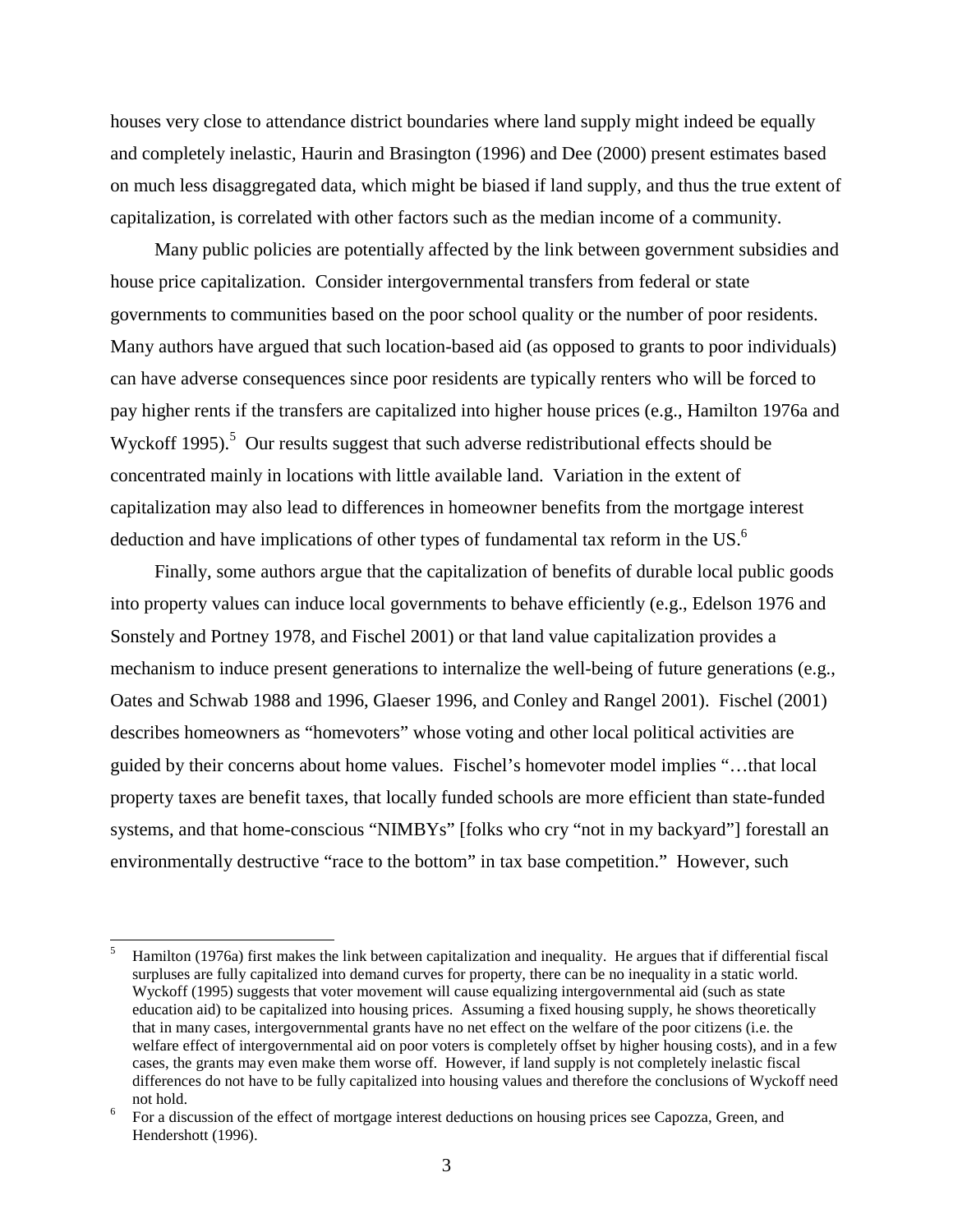houses very close to attendance district boundaries where land supply might indeed be equally and completely inelastic, Haurin and Brasington (1996) and Dee (2000) present estimates based on much less disaggregated data, which might be biased if land supply, and thus the true extent of capitalization, is correlated with other factors such as the median income of a community.

Many public policies are potentially affected by the link between government subsidies and house price capitalization. Consider intergovernmental transfers from federal or state governments to communities based on the poor school quality or the number of poor residents. Many authors have argued that such location-based aid (as opposed to grants to poor individuals) can have adverse consequences since poor residents are typically renters who will be forced to pay higher rents if the transfers are capitalized into higher house prices (e.g., Hamilton 1976a and Wyckoff 1995).[5] Our results suggest that such adverse redistributional effects should be concentrated mainly in locations with little available land. Variation in the extent of capitalization may also lead to differences in homeowner benefits from the mortgage interest deduction and have implications of other types of fundamental tax reform in the US.[6]

Finally, some authors argue that the capitalization of benefits of durable local public goods into property values can induce local governments to behave efficiently (e.g., Edelson 1976 and Sonstely and Portney 1978, and Fischel 2001) or that land value capitalization provides a mechanism to induce present generations to internalize the well-being of future generations (e.g., Oates and Schwab 1988 and 1996, Glaeser 1996, and Conley and Rangel 2001). Fischel (2001) describes homeowners as "homevoters" whose voting and other local political activities are guided by their concerns about home values. Fischel's homevoter model implies "…that local property taxes are benefit taxes, that locally funded schools are more efficient than state-funded systems, and that home-conscious "NIMBYs" [folks who cry "not in my backyard"] forestall an environmentally destructive "race to the bottom" in tax base competition." However, such

---

[5] Hamilton (1976a) first makes the link between capitalization and inequality. He argues that if differential fiscal surpluses are fully capitalized into demand curves for property, there can be no inequality in a static world. Wyckoff (1995) suggests that voter movement will cause equalizing intergovernmental aid (such as state education aid) to be capitalized into housing prices. Assuming a fixed housing supply, he shows theoretically that in many cases, intergovernmental grants have no net effect on the welfare of the poor citizens (i.e. the welfare effect of intergovernmental aid on poor voters is completely offset by higher housing costs), and in a few cases, the grants may even make them worse off. However, if land supply is not completely inelastic fiscal differences do not have to be fully capitalized into housing values and therefore the conclusions of Wyckoff need not hold.

[6] For a discussion of the effect of mortgage interest deductions on housing prices see Capozza, Green, and Hendershott (1996).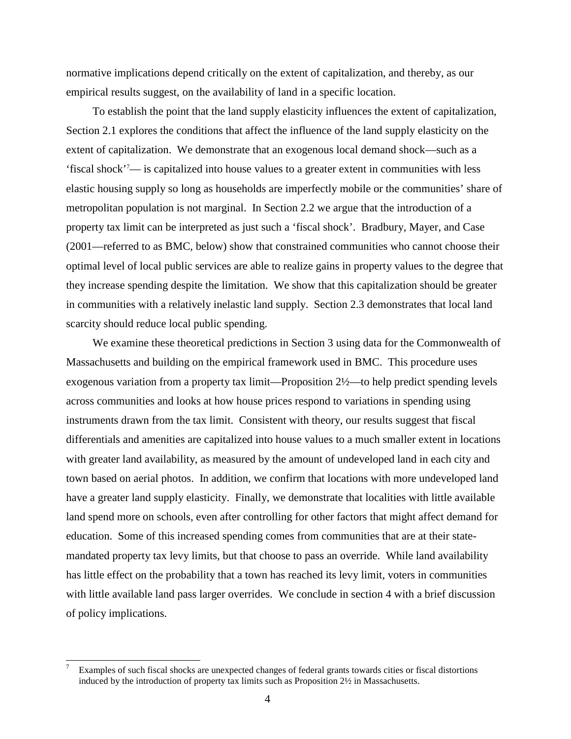normative implications depend critically on the extent of capitalization, and thereby, as our empirical results suggest, on the availability of land in a specific location.

To establish the point that the land supply elasticity influences the extent of capitalization, Section 2.1 explores the conditions that affect the influence of the land supply elasticity on the extent of capitalization. We demonstrate that an exogenous local demand shock—such as a 'fiscal shock'[7]— is capitalized into house values to a greater extent in communities with less elastic housing supply so long as households are imperfectly mobile or the communities' share of metropolitan population is not marginal. In Section 2.2 we argue that the introduction of a property tax limit can be interpreted as just such a 'fiscal shock'. Bradbury, Mayer, and Case (2001—referred to as BMC, below) show that constrained communities who cannot choose their optimal level of local public services are able to realize gains in property values to the degree that they increase spending despite the limitation. We show that this capitalization should be greater in communities with a relatively inelastic land supply. Section 2.3 demonstrates that local land scarcity should reduce local public spending.

We examine these theoretical predictions in Section 3 using data for the Commonwealth of Massachusetts and building on the empirical framework used in BMC. This procedure uses exogenous variation from a property tax limit—Proposition 2½—to help predict spending levels across communities and looks at how house prices respond to variations in spending using instruments drawn from the tax limit. Consistent with theory, our results suggest that fiscal differentials and amenities are capitalized into house values to a much smaller extent in locations with greater land availability, as measured by the amount of undeveloped land in each city and town based on aerial photos. In addition, we confirm that locations with more undeveloped land have a greater land supply elasticity. Finally, we demonstrate that localities with little available land spend more on schools, even after controlling for other factors that might affect demand for education. Some of this increased spending comes from communities that are at their state-mandated property tax levy limits, but that choose to pass an override. While land availability has little effect on the probability that a town has reached its levy limit, voters in communities with little available land pass larger overrides. We conclude in section 4 with a brief discussion of policy implications.

---

[7] Examples of such fiscal shocks are unexpected changes of federal grants towards cities or fiscal distortions induced by the introduction of property tax limits such as Proposition 2½ in Massachusetts.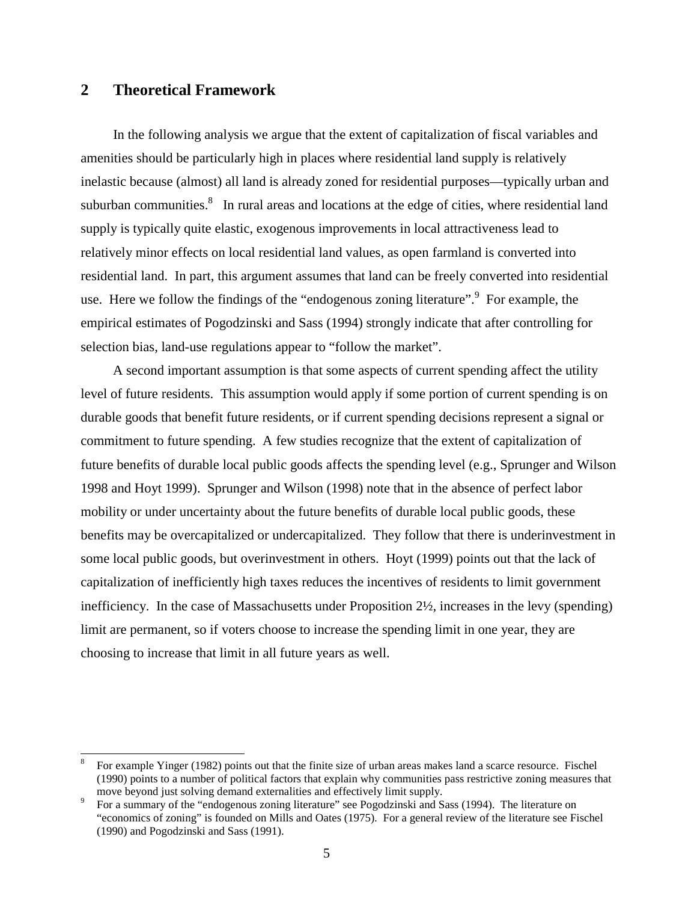## 2 Theoretical Framework

In the following analysis we argue that the extent of capitalization of fiscal variables and amenities should be particularly high in places where residential land supply is relatively inelastic because (almost) all land is already zoned for residential purposes—typically urban and suburban communities.[8] In rural areas and locations at the edge of cities, where residential land supply is typically quite elastic, exogenous improvements in local attractiveness lead to relatively minor effects on local residential land values, as open farmland is converted into residential land. In part, this argument assumes that land can be freely converted into residential use. Here we follow the findings of the "endogenous zoning literature".[9] For example, the empirical estimates of Pogodzinski and Sass (1994) strongly indicate that after controlling for selection bias, land-use regulations appear to "follow the market".

A second important assumption is that some aspects of current spending affect the utility level of future residents. This assumption would apply if some portion of current spending is on durable goods that benefit future residents, or if current spending decisions represent a signal or commitment to future spending. A few studies recognize that the extent of capitalization of future benefits of durable local public goods affects the spending level (e.g., Sprunger and Wilson 1998 and Hoyt 1999). Sprunger and Wilson (1998) note that in the absence of perfect labor mobility or under uncertainty about the future benefits of durable local public goods, these benefits may be overcapitalized or undercapitalized. They follow that there is underinvestment in some local public goods, but overinvestment in others. Hoyt (1999) points out that the lack of capitalization of inefficiently high taxes reduces the incentives of residents to limit government inefficiency. In the case of Massachusetts under Proposition 2½, increases in the levy (spending) limit are permanent, so if voters choose to increase the spending limit in one year, they are choosing to increase that limit in all future years as well.

---

[8] For example Yinger (1982) points out that the finite size of urban areas makes land a scarce resource. Fischel (1990) points to a number of political factors that explain why communities pass restrictive zoning measures that move beyond just solving demand externalities and effectively limit supply.

[9] For a summary of the "endogenous zoning literature" see Pogodzinski and Sass (1994). The literature on "economics of zoning" is founded on Mills and Oates (1975). For a general review of the literature see Fischel (1990) and Pogodzinski and Sass (1991).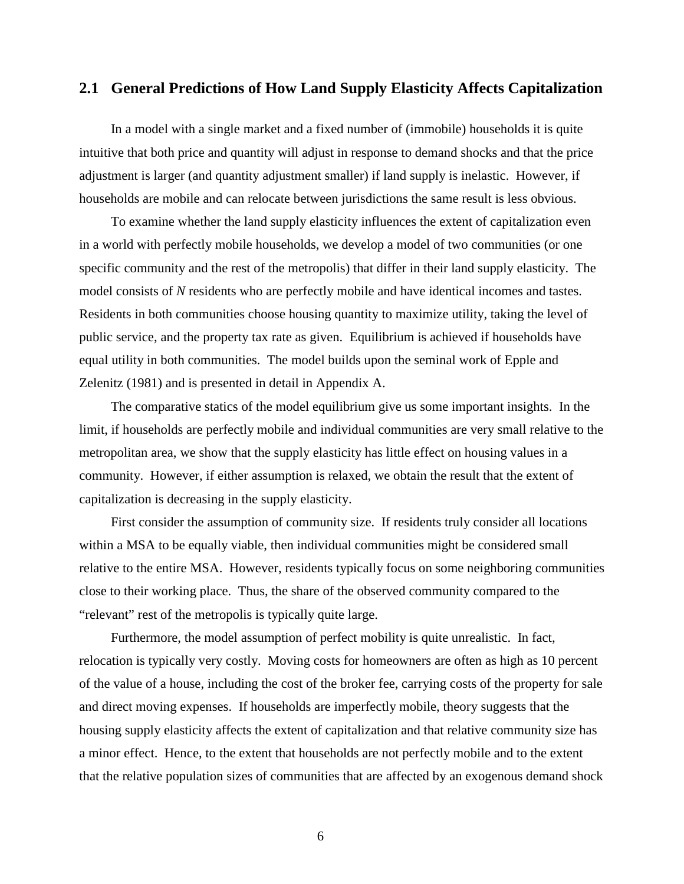### 2.1 General Predictions of How Land Supply Elasticity Affects Capitalization

In a model with a single market and a fixed number of (immobile) households it is quite intuitive that both price and quantity will adjust in response to demand shocks and that the price adjustment is larger (and quantity adjustment smaller) if land supply is inelastic. However, if households are mobile and can relocate between jurisdictions the same result is less obvious.

To examine whether the land supply elasticity influences the extent of capitalization even in a world with perfectly mobile households, we develop a model of two communities (or one specific community and the rest of the metropolis) that differ in their land supply elasticity. The model consists of *N* residents who are perfectly mobile and have identical incomes and tastes. Residents in both communities choose housing quantity to maximize utility, taking the level of public service, and the property tax rate as given. Equilibrium is achieved if households have equal utility in both communities. The model builds upon the seminal work of Epple and Zelenitz (1981) and is presented in detail in Appendix A.

The comparative statics of the model equilibrium give us some important insights. In the limit, if households are perfectly mobile and individual communities are very small relative to the metropolitan area, we show that the supply elasticity has little effect on housing values in a community. However, if either assumption is relaxed, we obtain the result that the extent of capitalization is decreasing in the supply elasticity.

First consider the assumption of community size. If residents truly consider all locations within a MSA to be equally viable, then individual communities might be considered small relative to the entire MSA. However, residents typically focus on some neighboring communities close to their working place. Thus, the share of the observed community compared to the "relevant" rest of the metropolis is typically quite large.

Furthermore, the model assumption of perfect mobility is quite unrealistic. In fact, relocation is typically very costly. Moving costs for homeowners are often as high as 10 percent of the value of a house, including the cost of the broker fee, carrying costs of the property for sale and direct moving expenses. If households are imperfectly mobile, theory suggests that the housing supply elasticity affects the extent of capitalization and that relative community size has a minor effect. Hence, to the extent that households are not perfectly mobile and to the extent that the relative population sizes of communities that are affected by an exogenous demand shock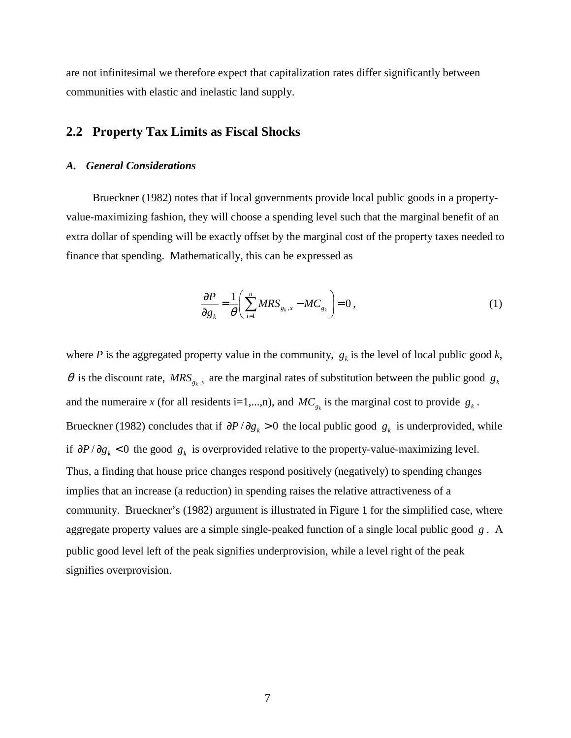are not infinitesimal we therefore expect that capitalization rates differ significantly between communities with elastic and inelastic land supply.

## 2.2 Property Tax Limits as Fiscal Shocks

### *A. General Considerations*

Brueckner (1982) notes that if local governments provide local public goods in a property-value-maximizing fashion, they will choose a spending level such that the marginal benefit of an extra dollar of spending will be exactly offset by the marginal cost of the property taxes needed to finance that spending. Mathematically, this can be expressed as

$$\frac{\partial P}{\partial g_k} = \frac{1}{\theta}\left(\sum_{i=1}^{n} MRS_{g_k,x} - MC_{g_k}\right) = 0\,, \tag{1}$$

where $P$ is the aggregated property value in the community, $g_k$ is the level of local public good $k$, $\theta$ is the discount rate, $MRS_{g_k,x}$ are the marginal rates of substitution between the public good $g_k$ and the numeraire $x$ (for all residents i=1,...,n), and $MC_{g_k}$ is the marginal cost to provide $g_k$. Brueckner (1982) concludes that if $\partial P/\partial g_k > 0$ the local public good $g_k$ is underprovided, while if $\partial P/\partial g_k < 0$ the good $g_k$ is overprovided relative to the property-value-maximizing level. Thus, a finding that house price changes respond positively (negatively) to spending changes implies that an increase (a reduction) in spending raises the relative attractiveness of a community. Brueckner's (1982) argument is illustrated in Figure 1 for the simplified case, where aggregate property values are a simple single-peaked function of a single local public good $g$. A public good level left of the peak signifies underprovision, while a level right of the peak signifies overprovision.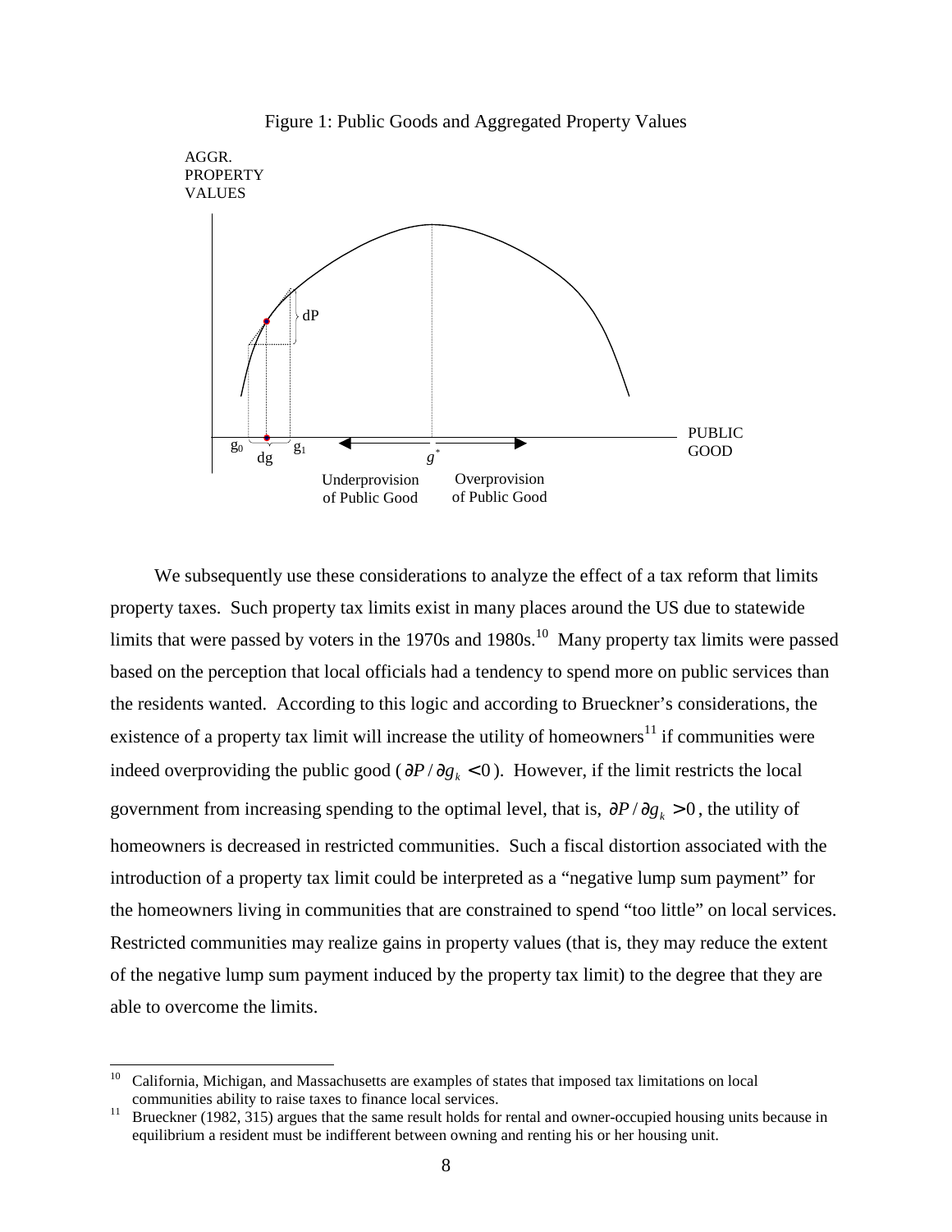Figure 1: Public Goods and Aggregated Property Values

We subsequently use these considerations to analyze the effect of a tax reform that limits property taxes. Such property tax limits exist in many places around the US due to statewide limits that were passed by voters in the 1970s and 1980s.[10] Many property tax limits were passed based on the perception that local officials had a tendency to spend more on public services than the residents wanted. According to this logic and according to Brueckner's considerations, the existence of a property tax limit will increase the utility of homeowners[11] if communities were indeed overproviding the public good ($\partial P / \partial g_k < 0$). However, if the limit restricts the local government from increasing spending to the optimal level, that is, $\partial P / \partial g_k > 0$, the utility of homeowners is decreased in restricted communities. Such a fiscal distortion associated with the introduction of a property tax limit could be interpreted as a "negative lump sum payment" for the homeowners living in communities that are constrained to spend "too little" on local services. Restricted communities may realize gains in property values (that is, they may reduce the extent of the negative lump sum payment induced by the property tax limit) to the degree that they are able to overcome the limits.

---

[10] California, Michigan, and Massachusetts are examples of states that imposed tax limitations on local communities ability to raise taxes to finance local services.

[11] Brueckner (1982, 315) argues that the same result holds for rental and owner-occupied housing units because in equilibrium a resident must be indifferent between owning and renting his or her housing unit.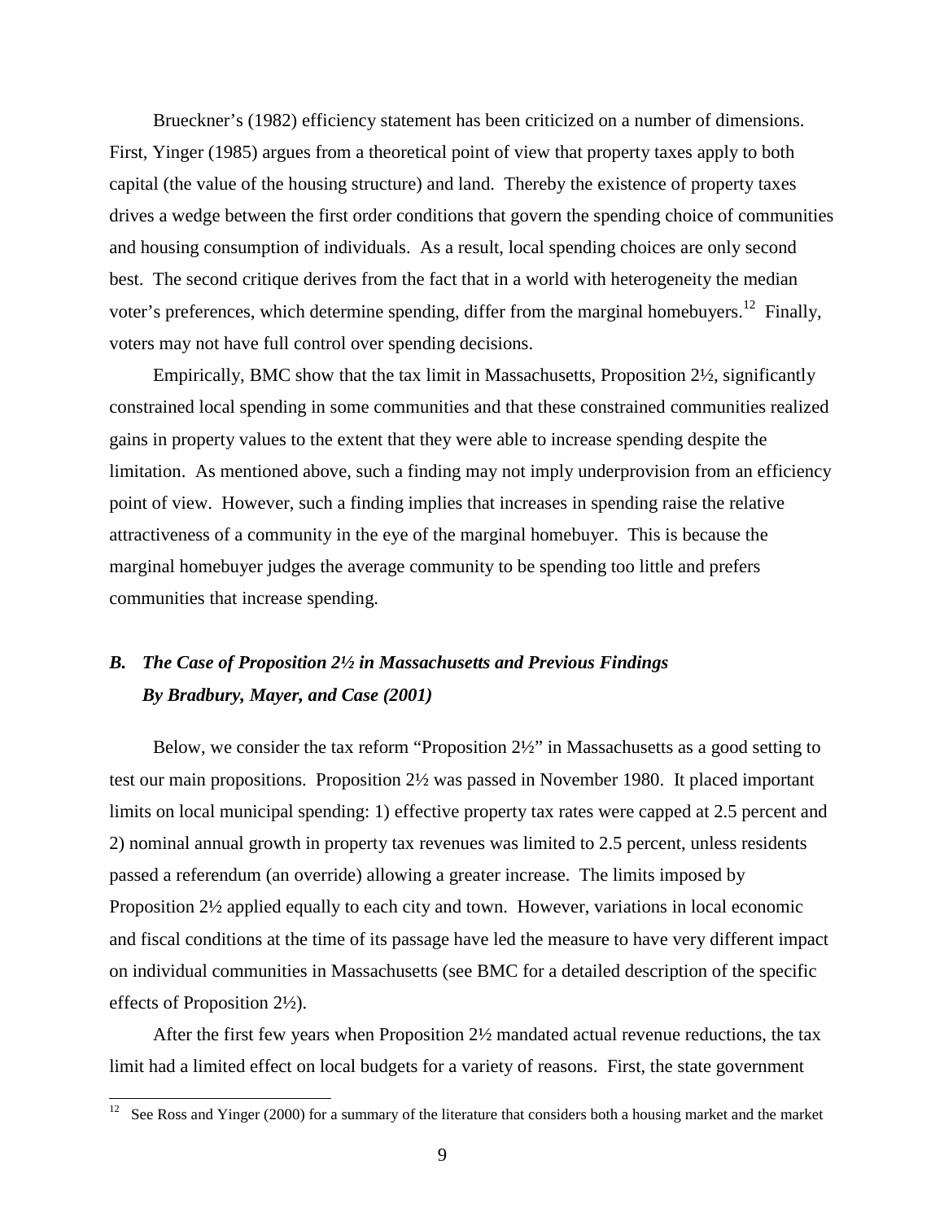Brueckner's (1982) efficiency statement has been criticized on a number of dimensions. First, Yinger (1985) argues from a theoretical point of view that property taxes apply to both capital (the value of the housing structure) and land. Thereby the existence of property taxes drives a wedge between the first order conditions that govern the spending choice of communities and housing consumption of individuals. As a result, local spending choices are only second best. The second critique derives from the fact that in a world with heterogeneity the median voter's preferences, which determine spending, differ from the marginal homebuyers.[12] Finally, voters may not have full control over spending decisions.

Empirically, BMC show that the tax limit in Massachusetts, Proposition 2½, significantly constrained local spending in some communities and that these constrained communities realized gains in property values to the extent that they were able to increase spending despite the limitation. As mentioned above, such a finding may not imply underprovision from an efficiency point of view. However, such a finding implies that increases in spending raise the relative attractiveness of a community in the eye of the marginal homebuyer. This is because the marginal homebuyer judges the average community to be spending too little and prefers communities that increase spending.

### *B. The Case of Proposition 2½ in Massachusetts and Previous Findings By Bradbury, Mayer, and Case (2001)*

Below, we consider the tax reform "Proposition 2½" in Massachusetts as a good setting to test our main propositions. Proposition 2½ was passed in November 1980. It placed important limits on local municipal spending: 1) effective property tax rates were capped at 2.5 percent and 2) nominal annual growth in property tax revenues was limited to 2.5 percent, unless residents passed a referendum (an override) allowing a greater increase. The limits imposed by Proposition 2½ applied equally to each city and town. However, variations in local economic and fiscal conditions at the time of its passage have led the measure to have very different impact on individual communities in Massachusetts (see BMC for a detailed description of the specific effects of Proposition 2½).

After the first few years when Proposition 2½ mandated actual revenue reductions, the tax limit had a limited effect on local budgets for a variety of reasons. First, the state government

[12] See Ross and Yinger (2000) for a summary of the literature that considers both a housing market and the market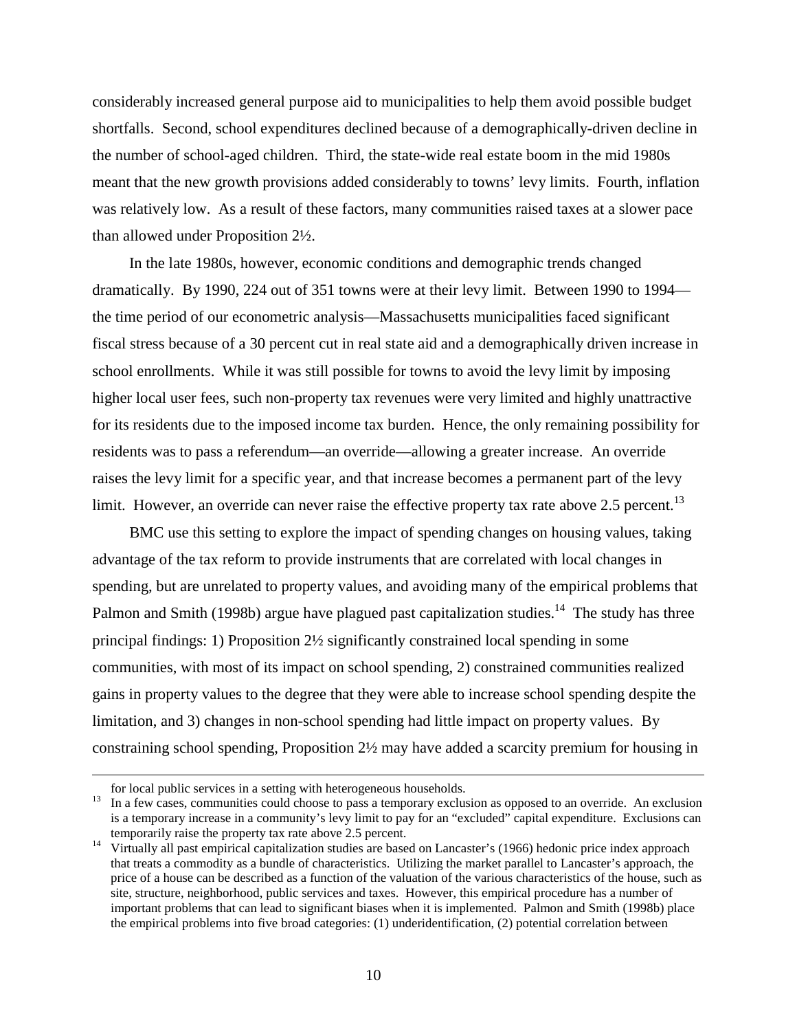considerably increased general purpose aid to municipalities to help them avoid possible budget shortfalls. Second, school expenditures declined because of a demographically-driven decline in the number of school-aged children. Third, the state-wide real estate boom in the mid 1980s meant that the new growth provisions added considerably to towns' levy limits. Fourth, inflation was relatively low. As a result of these factors, many communities raised taxes at a slower pace than allowed under Proposition 2½.

In the late 1980s, however, economic conditions and demographic trends changed dramatically. By 1990, 224 out of 351 towns were at their levy limit. Between 1990 to 1994—the time period of our econometric analysis—Massachusetts municipalities faced significant fiscal stress because of a 30 percent cut in real state aid and a demographically driven increase in school enrollments. While it was still possible for towns to avoid the levy limit by imposing higher local user fees, such non-property tax revenues were very limited and highly unattractive for its residents due to the imposed income tax burden. Hence, the only remaining possibility for residents was to pass a referendum—an override—allowing a greater increase. An override raises the levy limit for a specific year, and that increase becomes a permanent part of the levy limit. However, an override can never raise the effective property tax rate above 2.5 percent.[13]

BMC use this setting to explore the impact of spending changes on housing values, taking advantage of the tax reform to provide instruments that are correlated with local changes in spending, but are unrelated to property values, and avoiding many of the empirical problems that Palmon and Smith (1998b) argue have plagued past capitalization studies.[14] The study has three principal findings: 1) Proposition 2½ significantly constrained local spending in some communities, with most of its impact on school spending, 2) constrained communities realized gains in property values to the degree that they were able to increase school spending despite the limitation, and 3) changes in non-school spending had little impact on property values. By constraining school spending, Proposition 2½ may have added a scarcity premium for housing in

for local public services in a setting with heterogeneous households.

[13] In a few cases, communities could choose to pass a temporary exclusion as opposed to an override. An exclusion is a temporary increase in a community's levy limit to pay for an "excluded" capital expenditure. Exclusions can temporarily raise the property tax rate above 2.5 percent.

[14] Virtually all past empirical capitalization studies are based on Lancaster's (1966) hedonic price index approach that treats a commodity as a bundle of characteristics. Utilizing the market parallel to Lancaster's approach, the price of a house can be described as a function of the valuation of the various characteristics of the house, such as site, structure, neighborhood, public services and taxes. However, this empirical procedure has a number of important problems that can lead to significant biases when it is implemented. Palmon and Smith (1998b) place the empirical problems into five broad categories: (1) underidentification, (2) potential correlation between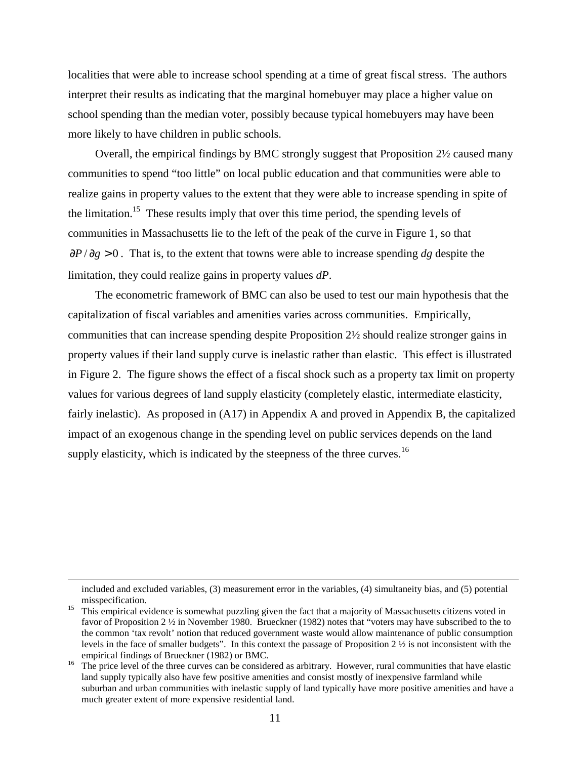localities that were able to increase school spending at a time of great fiscal stress. The authors interpret their results as indicating that the marginal homebuyer may place a higher value on school spending than the median voter, possibly because typical homebuyers may have been more likely to have children in public schools.

Overall, the empirical findings by BMC strongly suggest that Proposition 2½ caused many communities to spend "too little" on local public education and that communities were able to realize gains in property values to the extent that they were able to increase spending in spite of the limitation.[15] These results imply that over this time period, the spending levels of communities in Massachusetts lie to the left of the peak of the curve in Figure 1, so that $\partial P / \partial g > 0$. That is, to the extent that towns were able to increase spending $dg$ despite the limitation, they could realize gains in property values $dP$.

The econometric framework of BMC can also be used to test our main hypothesis that the capitalization of fiscal variables and amenities varies across communities. Empirically, communities that can increase spending despite Proposition 2½ should realize stronger gains in property values if their land supply curve is inelastic rather than elastic. This effect is illustrated in Figure 2. The figure shows the effect of a fiscal shock such as a property tax limit on property values for various degrees of land supply elasticity (completely elastic, intermediate elasticity, fairly inelastic). As proposed in (A17) in Appendix A and proved in Appendix B, the capitalized impact of an exogenous change in the spending level on public services depends on the land supply elasticity, which is indicated by the steepness of the three curves.[16]

---

included and excluded variables, (3) measurement error in the variables, (4) simultaneity bias, and (5) potential misspecification.

[15] This empirical evidence is somewhat puzzling given the fact that a majority of Massachusetts citizens voted in favor of Proposition 2 ½ in November 1980. Brueckner (1982) notes that "voters may have subscribed to the to the common 'tax revolt' notion that reduced government waste would allow maintenance of public consumption levels in the face of smaller budgets". In this context the passage of Proposition 2 ½ is not inconsistent with the empirical findings of Brueckner (1982) or BMC.

[16] The price level of the three curves can be considered as arbitrary. However, rural communities that have elastic land supply typically also have few positive amenities and consist mostly of inexpensive farmland while suburban and urban communities with inelastic supply of land typically have more positive amenities and have a much greater extent of more expensive residential land.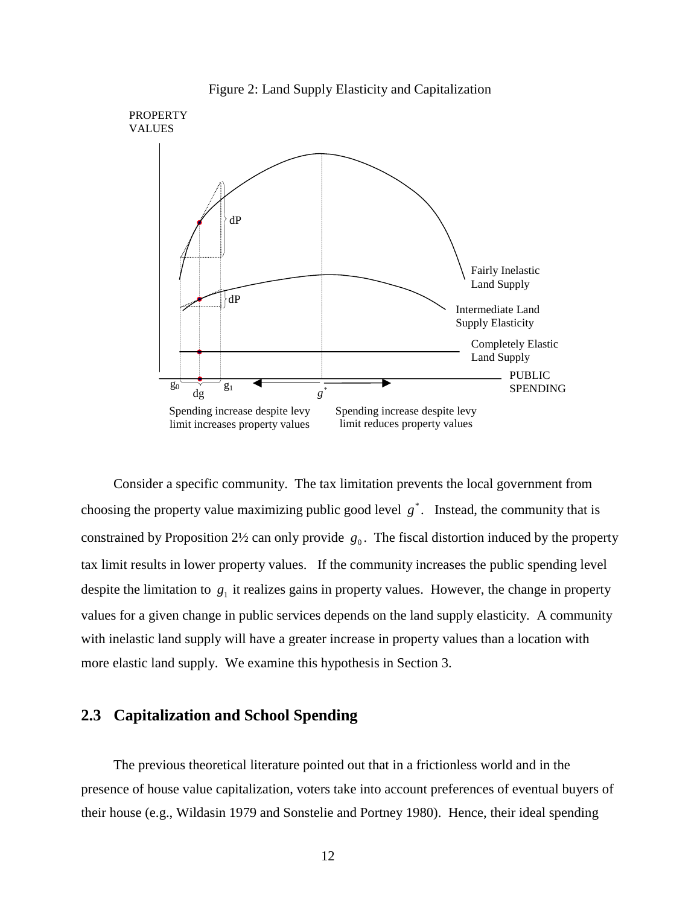Figure 2: Land Supply Elasticity and Capitalization

Consider a specific community. The tax limitation prevents the local government from choosing the property value maximizing public good level $g^*$. Instead, the community that is constrained by Proposition 2½ can only provide $g_0$. The fiscal distortion induced by the property tax limit results in lower property values. If the community increases the public spending level despite the limitation to $g_1$ it realizes gains in property values. However, the change in property values for a given change in public services depends on the land supply elasticity. A community with inelastic land supply will have a greater increase in property values than a location with more elastic land supply. We examine this hypothesis in Section 3.

## 2.3 Capitalization and School Spending

The previous theoretical literature pointed out that in a frictionless world and in the presence of house value capitalization, voters take into account preferences of eventual buyers of their house (e.g., Wildasin 1979 and Sonstelie and Portney 1980). Hence, their ideal spending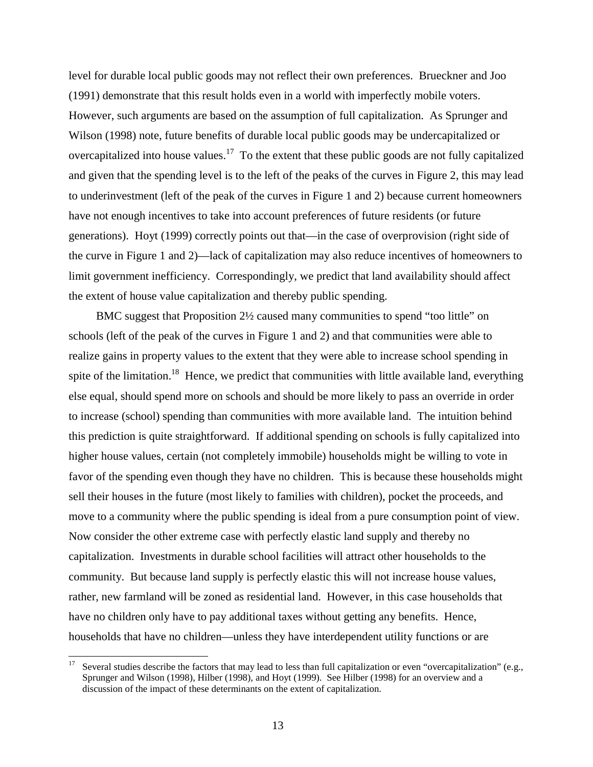level for durable local public goods may not reflect their own preferences. Brueckner and Joo (1991) demonstrate that this result holds even in a world with imperfectly mobile voters. However, such arguments are based on the assumption of full capitalization. As Sprunger and Wilson (1998) note, future benefits of durable local public goods may be undercapitalized or overcapitalized into house values.[17] To the extent that these public goods are not fully capitalized and given that the spending level is to the left of the peaks of the curves in Figure 2, this may lead to underinvestment (left of the peak of the curves in Figure 1 and 2) because current homeowners have not enough incentives to take into account preferences of future residents (or future generations). Hoyt (1999) correctly points out that—in the case of overprovision (right side of the curve in Figure 1 and 2)—lack of capitalization may also reduce incentives of homeowners to limit government inefficiency. Correspondingly, we predict that land availability should affect the extent of house value capitalization and thereby public spending.

BMC suggest that Proposition 2½ caused many communities to spend "too little" on schools (left of the peak of the curves in Figure 1 and 2) and that communities were able to realize gains in property values to the extent that they were able to increase school spending in spite of the limitation.[18] Hence, we predict that communities with little available land, everything else equal, should spend more on schools and should be more likely to pass an override in order to increase (school) spending than communities with more available land. The intuition behind this prediction is quite straightforward. If additional spending on schools is fully capitalized into higher house values, certain (not completely immobile) households might be willing to vote in favor of the spending even though they have no children. This is because these households might sell their houses in the future (most likely to families with children), pocket the proceeds, and move to a community where the public spending is ideal from a pure consumption point of view. Now consider the other extreme case with perfectly elastic land supply and thereby no capitalization. Investments in durable school facilities will attract other households to the community. But because land supply is perfectly elastic this will not increase house values, rather, new farmland will be zoned as residential land. However, in this case households that have no children only have to pay additional taxes without getting any benefits. Hence, households that have no children—unless they have interdependent utility functions or are

[17] Several studies describe the factors that may lead to less than full capitalization or even "overcapitalization" (e.g., Sprunger and Wilson (1998), Hilber (1998), and Hoyt (1999). See Hilber (1998) for an overview and a discussion of the impact of these determinants on the extent of capitalization.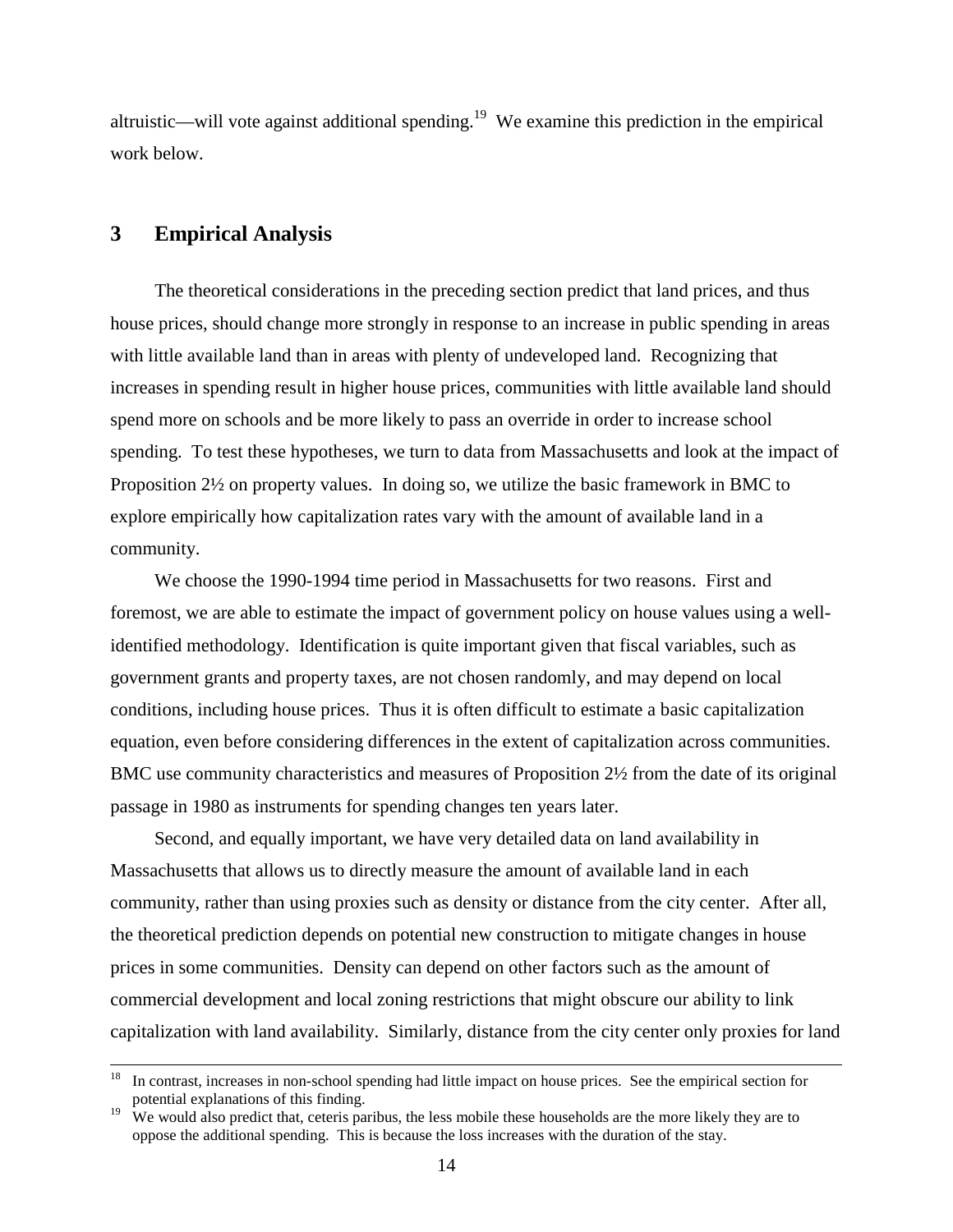altruistic—will vote against additional spending.[19] We examine this prediction in the empirical work below.

## 3 Empirical Analysis

The theoretical considerations in the preceding section predict that land prices, and thus house prices, should change more strongly in response to an increase in public spending in areas with little available land than in areas with plenty of undeveloped land. Recognizing that increases in spending result in higher house prices, communities with little available land should spend more on schools and be more likely to pass an override in order to increase school spending. To test these hypotheses, we turn to data from Massachusetts and look at the impact of Proposition 2½ on property values. In doing so, we utilize the basic framework in BMC to explore empirically how capitalization rates vary with the amount of available land in a community.

We choose the 1990-1994 time period in Massachusetts for two reasons. First and foremost, we are able to estimate the impact of government policy on house values using a well-identified methodology. Identification is quite important given that fiscal variables, such as government grants and property taxes, are not chosen randomly, and may depend on local conditions, including house prices. Thus it is often difficult to estimate a basic capitalization equation, even before considering differences in the extent of capitalization across communities. BMC use community characteristics and measures of Proposition 2½ from the date of its original passage in 1980 as instruments for spending changes ten years later.

Second, and equally important, we have very detailed data on land availability in Massachusetts that allows us to directly measure the amount of available land in each community, rather than using proxies such as density or distance from the city center. After all, the theoretical prediction depends on potential new construction to mitigate changes in house prices in some communities. Density can depend on other factors such as the amount of commercial development and local zoning restrictions that might obscure our ability to link capitalization with land availability. Similarly, distance from the city center only proxies for land

---

[18] In contrast, increases in non-school spending had little impact on house prices. See the empirical section for potential explanations of this finding.

[19] We would also predict that, ceteris paribus, the less mobile these households are the more likely they are to oppose the additional spending. This is because the loss increases with the duration of the stay.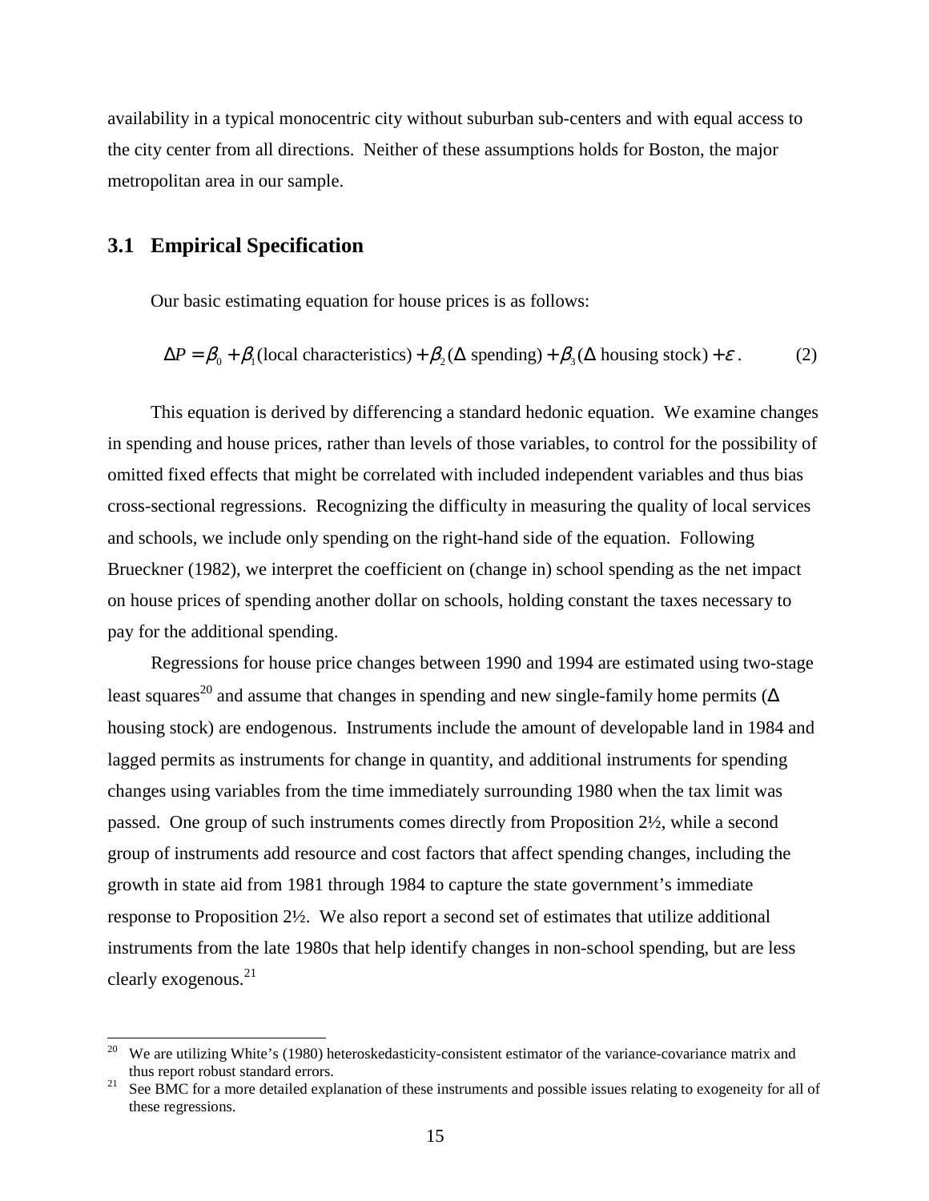availability in a typical monocentric city without suburban sub-centers and with equal access to the city center from all directions. Neither of these assumptions holds for Boston, the major metropolitan area in our sample.

## 3.1 Empirical Specification

Our basic estimating equation for house prices is as follows:

$$\Delta P = \beta_0 + \beta_1(\text{local characteristics}) + \beta_2(\Delta \text{ spending}) + \beta_3(\Delta \text{ housing stock}) + \varepsilon . \qquad (2)$$

This equation is derived by differencing a standard hedonic equation. We examine changes in spending and house prices, rather than levels of those variables, to control for the possibility of omitted fixed effects that might be correlated with included independent variables and thus bias cross-sectional regressions. Recognizing the difficulty in measuring the quality of local services and schools, we include only spending on the right-hand side of the equation. Following Brueckner (1982), we interpret the coefficient on (change in) school spending as the net impact on house prices of spending another dollar on schools, holding constant the taxes necessary to pay for the additional spending.

Regressions for house price changes between 1990 and 1994 are estimated using two-stage least squares[20] and assume that changes in spending and new single-family home permits ($\Delta$ housing stock) are endogenous. Instruments include the amount of developable land in 1984 and lagged permits as instruments for change in quantity, and additional instruments for spending changes using variables from the time immediately surrounding 1980 when the tax limit was passed. One group of such instruments comes directly from Proposition 2½, while a second group of instruments add resource and cost factors that affect spending changes, including the growth in state aid from 1981 through 1984 to capture the state government's immediate response to Proposition 2½. We also report a second set of estimates that utilize additional instruments from the late 1980s that help identify changes in non-school spending, but are less clearly exogenous.[21]

---

[20] We are utilizing White's (1980) heteroskedasticity-consistent estimator of the variance-covariance matrix and thus report robust standard errors.

[21] See BMC for a more detailed explanation of these instruments and possible issues relating to exogeneity for all of these regressions.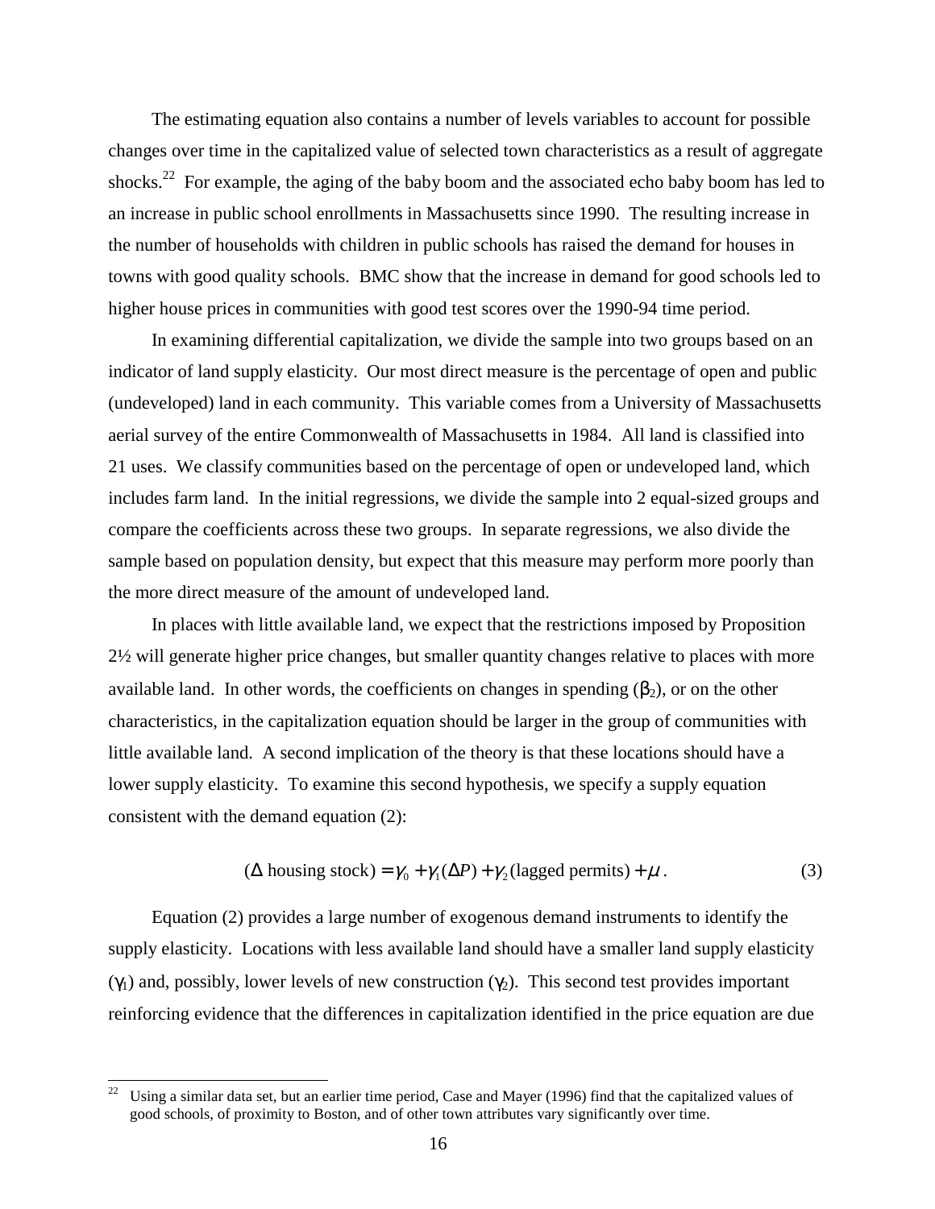The estimating equation also contains a number of levels variables to account for possible changes over time in the capitalized value of selected town characteristics as a result of aggregate shocks.[22] For example, the aging of the baby boom and the associated echo baby boom has led to an increase in public school enrollments in Massachusetts since 1990. The resulting increase in the number of households with children in public schools has raised the demand for houses in towns with good quality schools. BMC show that the increase in demand for good schools led to higher house prices in communities with good test scores over the 1990-94 time period.

In examining differential capitalization, we divide the sample into two groups based on an indicator of land supply elasticity. Our most direct measure is the percentage of open and public (undeveloped) land in each community. This variable comes from a University of Massachusetts aerial survey of the entire Commonwealth of Massachusetts in 1984. All land is classified into 21 uses. We classify communities based on the percentage of open or undeveloped land, which includes farm land. In the initial regressions, we divide the sample into 2 equal-sized groups and compare the coefficients across these two groups. In separate regressions, we also divide the sample based on population density, but expect that this measure may perform more poorly than the more direct measure of the amount of undeveloped land.

In places with little available land, we expect that the restrictions imposed by Proposition 2½ will generate higher price changes, but smaller quantity changes relative to places with more available land. In other words, the coefficients on changes in spending ($\beta_2$), or on the other characteristics, in the capitalization equation should be larger in the group of communities with little available land. A second implication of the theory is that these locations should have a lower supply elasticity. To examine this second hypothesis, we specify a supply equation consistent with the demand equation (2):

$$(\Delta \text{ housing stock}) = \gamma_0 + \gamma_1(\Delta P) + \gamma_2(\text{lagged permits}) + \mu \,. \tag{3}$$

Equation (2) provides a large number of exogenous demand instruments to identify the supply elasticity. Locations with less available land should have a smaller land supply elasticity ($\gamma_1$) and, possibly, lower levels of new construction ($\gamma_2$). This second test provides important reinforcing evidence that the differences in capitalization identified in the price equation are due

[22] Using a similar data set, but an earlier time period, Case and Mayer (1996) find that the capitalized values of good schools, of proximity to Boston, and of other town attributes vary significantly over time.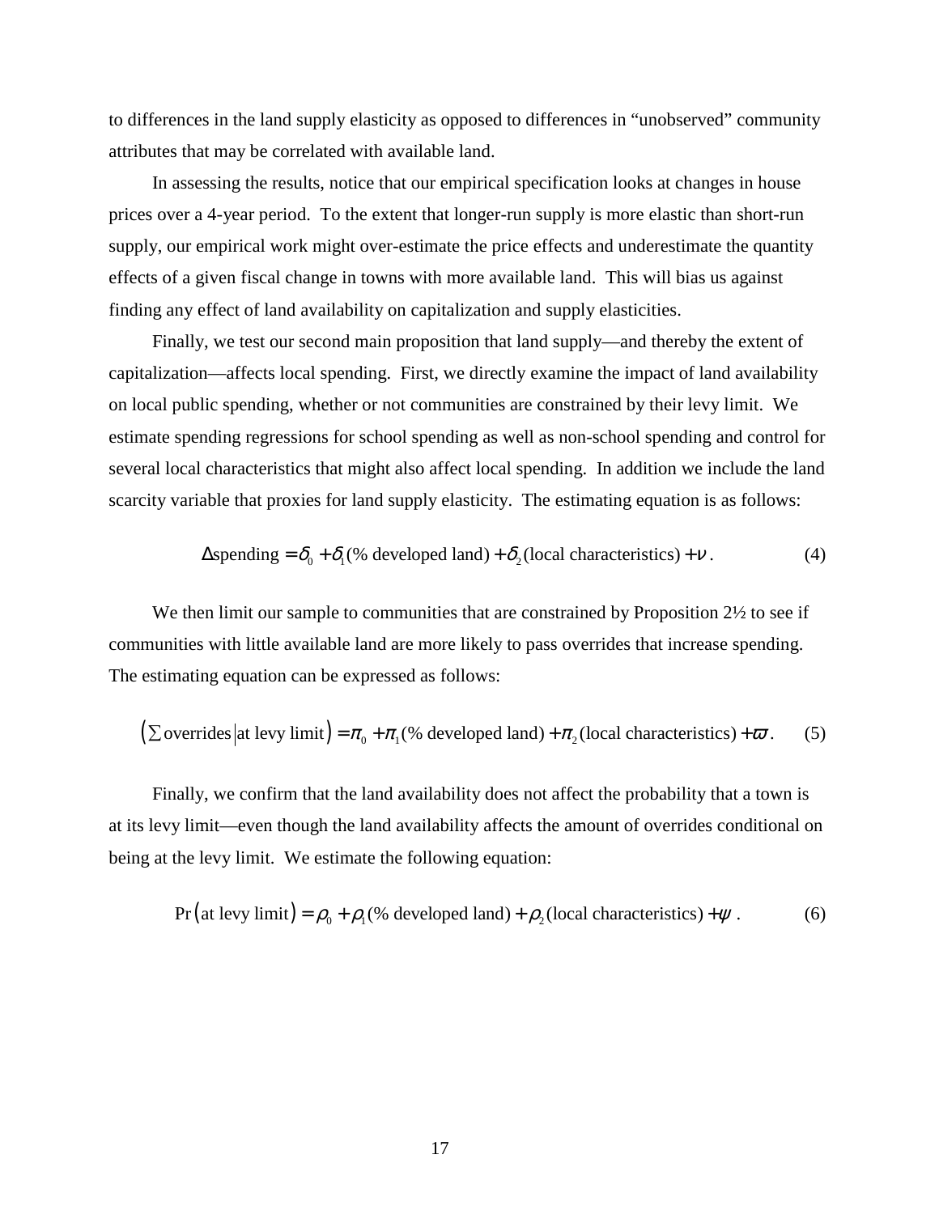to differences in the land supply elasticity as opposed to differences in “unobserved” community attributes that may be correlated with available land.

In assessing the results, notice that our empirical specification looks at changes in house prices over a 4-year period. To the extent that longer-run supply is more elastic than short-run supply, our empirical work might over-estimate the price effects and underestimate the quantity effects of a given fiscal change in towns with more available land. This will bias us against finding any effect of land availability on capitalization and supply elasticities.

Finally, we test our second main proposition that land supply—and thereby the extent of capitalization—affects local spending. First, we directly examine the impact of land availability on local public spending, whether or not communities are constrained by their levy limit. We estimate spending regressions for school spending as well as non-school spending and control for several local characteristics that might also affect local spending. In addition we include the land scarcity variable that proxies for land supply elasticity. The estimating equation is as follows:

$$\Delta \text{spending} = \delta_0 + \delta_1 (\text{\% developed land}) + \delta_2 (\text{local characteristics}) + \nu \,. \tag{4}$$

We then limit our sample to communities that are constrained by Proposition 2½ to see if communities with little available land are more likely to pass overrides that increase spending. The estimating equation can be expressed as follows:

$$\left( \sum \text{overrides} \,\middle|\, \text{at levy limit} \right) = \pi_0 + \pi_1 (\text{\% developed land}) + \pi_2 (\text{local characteristics}) + \varpi \,. \tag{5}$$

Finally, we confirm that the land availability does not affect the probability that a town is at its levy limit—even though the land availability affects the amount of overrides conditional on being at the levy limit. We estimate the following equation:

$$\Pr\left( \text{at levy limit} \right) = \rho_0 + \rho_1 (\text{\% developed land}) + \rho_2 (\text{local characteristics}) + \psi \,. \tag{6}$$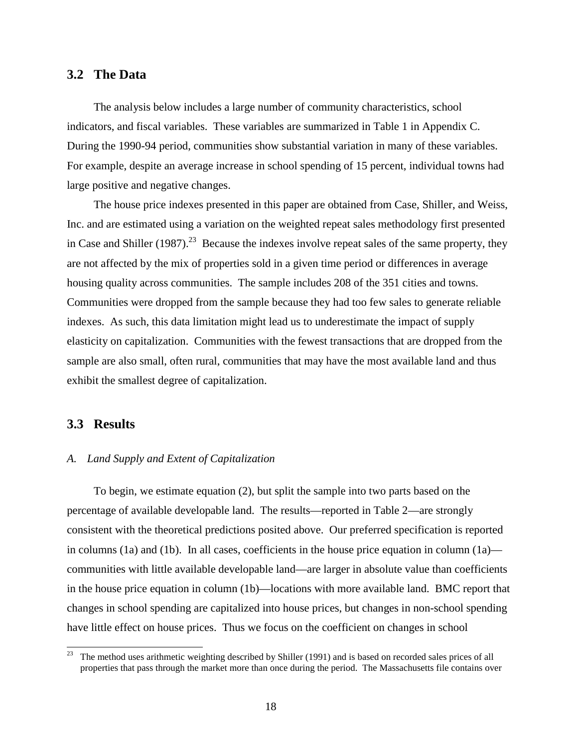## 3.2 The Data

The analysis below includes a large number of community characteristics, school indicators, and fiscal variables. These variables are summarized in Table 1 in Appendix C. During the 1990-94 period, communities show substantial variation in many of these variables. For example, despite an average increase in school spending of 15 percent, individual towns had large positive and negative changes.

The house price indexes presented in this paper are obtained from Case, Shiller, and Weiss, Inc. and are estimated using a variation on the weighted repeat sales methodology first presented in Case and Shiller (1987).[23] Because the indexes involve repeat sales of the same property, they are not affected by the mix of properties sold in a given time period or differences in average housing quality across communities. The sample includes 208 of the 351 cities and towns. Communities were dropped from the sample because they had too few sales to generate reliable indexes. As such, this data limitation might lead us to underestimate the impact of supply elasticity on capitalization. Communities with the fewest transactions that are dropped from the sample are also small, often rural, communities that may have the most available land and thus exhibit the smallest degree of capitalization.

## 3.3 Results

### *A. Land Supply and Extent of Capitalization*

To begin, we estimate equation (2), but split the sample into two parts based on the percentage of available developable land. The results—reported in Table 2—are strongly consistent with the theoretical predictions posited above. Our preferred specification is reported in columns (1a) and (1b). In all cases, coefficients in the house price equation in column (1a)—communities with little available developable land—are larger in absolute value than coefficients in the house price equation in column (1b)—locations with more available land. BMC report that changes in school spending are capitalized into house prices, but changes in non-school spending have little effect on house prices. Thus we focus on the coefficient on changes in school

---

[23] The method uses arithmetic weighting described by Shiller (1991) and is based on recorded sales prices of all properties that pass through the market more than once during the period. The Massachusetts file contains over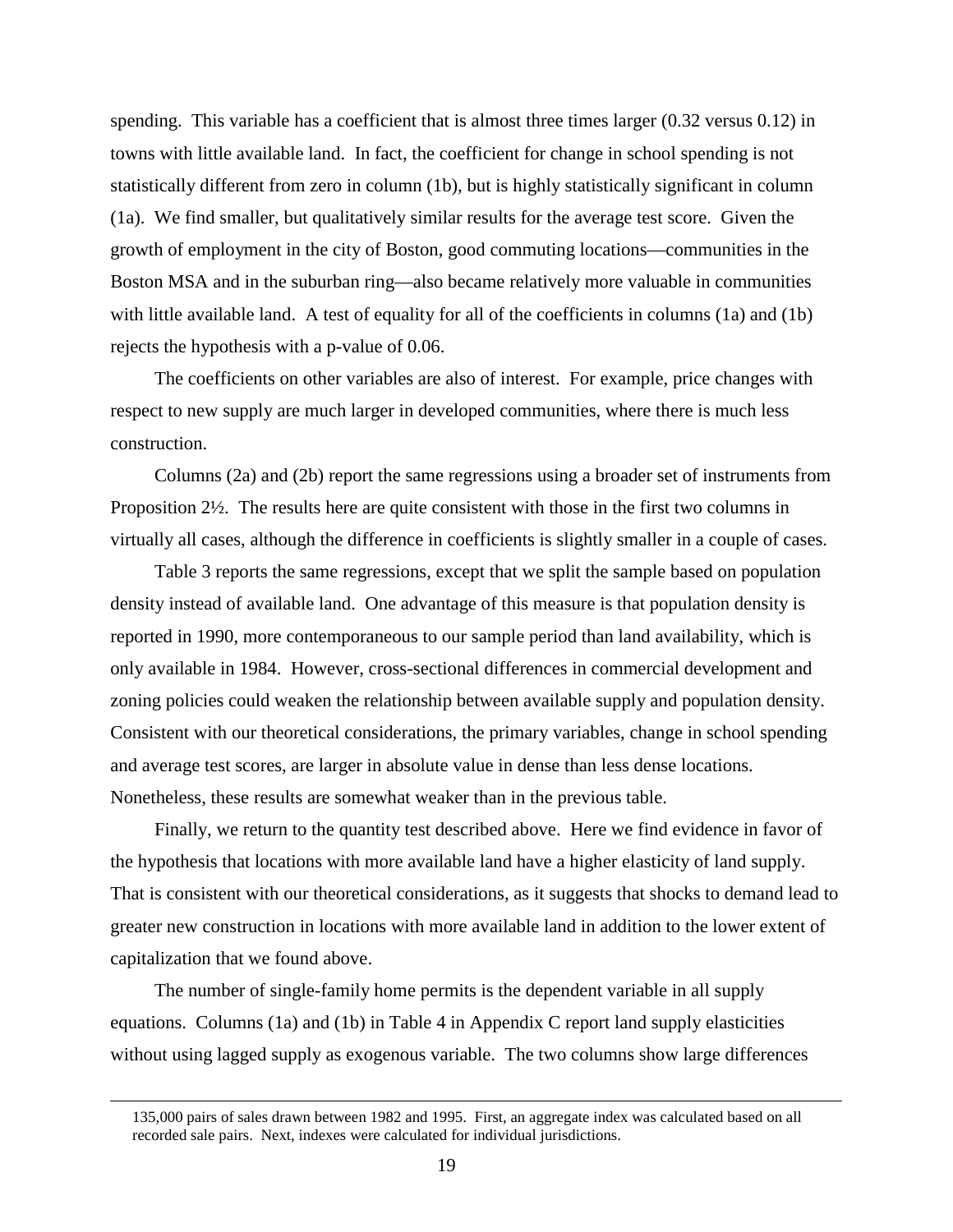spending. This variable has a coefficient that is almost three times larger (0.32 versus 0.12) in towns with little available land. In fact, the coefficient for change in school spending is not statistically different from zero in column (1b), but is highly statistically significant in column (1a). We find smaller, but qualitatively similar results for the average test score. Given the growth of employment in the city of Boston, good commuting locations—communities in the Boston MSA and in the suburban ring—also became relatively more valuable in communities with little available land. A test of equality for all of the coefficients in columns (1a) and (1b) rejects the hypothesis with a p-value of 0.06.

The coefficients on other variables are also of interest. For example, price changes with respect to new supply are much larger in developed communities, where there is much less construction.

Columns (2a) and (2b) report the same regressions using a broader set of instruments from Proposition 2½. The results here are quite consistent with those in the first two columns in virtually all cases, although the difference in coefficients is slightly smaller in a couple of cases.

Table 3 reports the same regressions, except that we split the sample based on population density instead of available land. One advantage of this measure is that population density is reported in 1990, more contemporaneous to our sample period than land availability, which is only available in 1984. However, cross-sectional differences in commercial development and zoning policies could weaken the relationship between available supply and population density. Consistent with our theoretical considerations, the primary variables, change in school spending and average test scores, are larger in absolute value in dense than less dense locations. Nonetheless, these results are somewhat weaker than in the previous table.

Finally, we return to the quantity test described above. Here we find evidence in favor of the hypothesis that locations with more available land have a higher elasticity of land supply. That is consistent with our theoretical considerations, as it suggests that shocks to demand lead to greater new construction in locations with more available land in addition to the lower extent of capitalization that we found above.

The number of single-family home permits is the dependent variable in all supply equations. Columns (1a) and (1b) in Table 4 in Appendix C report land supply elasticities without using lagged supply as exogenous variable. The two columns show large differences

---

135,000 pairs of sales drawn between 1982 and 1995. First, an aggregate index was calculated based on all recorded sale pairs. Next, indexes were calculated for individual jurisdictions.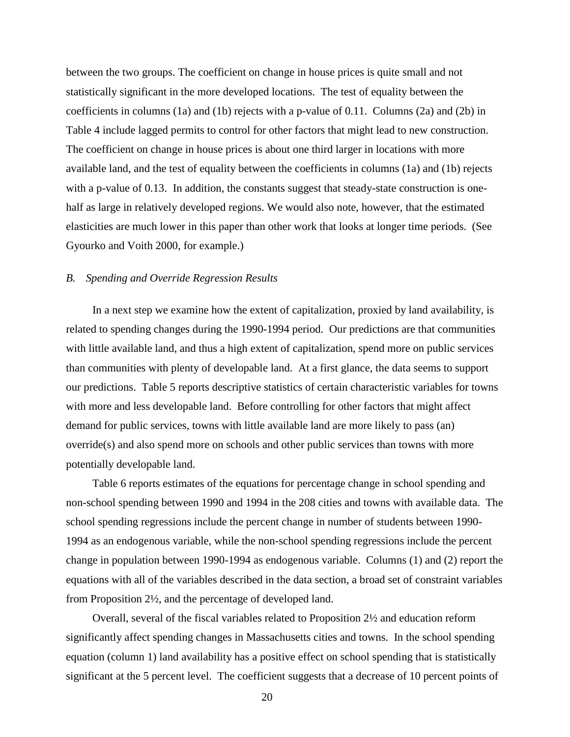between the two groups. The coefficient on change in house prices is quite small and not statistically significant in the more developed locations. The test of equality between the coefficients in columns (1a) and (1b) rejects with a p-value of 0.11. Columns (2a) and (2b) in Table 4 include lagged permits to control for other factors that might lead to new construction. The coefficient on change in house prices is about one third larger in locations with more available land, and the test of equality between the coefficients in columns (1a) and (1b) rejects with a p-value of 0.13. In addition, the constants suggest that steady-state construction is one-half as large in relatively developed regions. We would also note, however, that the estimated elasticities are much lower in this paper than other work that looks at longer time periods. (See Gyourko and Voith 2000, for example.)

### *B. Spending and Override Regression Results*

In a next step we examine how the extent of capitalization, proxied by land availability, is related to spending changes during the 1990-1994 period. Our predictions are that communities with little available land, and thus a high extent of capitalization, spend more on public services than communities with plenty of developable land. At a first glance, the data seems to support our predictions. Table 5 reports descriptive statistics of certain characteristic variables for towns with more and less developable land. Before controlling for other factors that might affect demand for public services, towns with little available land are more likely to pass (an) override(s) and also spend more on schools and other public services than towns with more potentially developable land.

Table 6 reports estimates of the equations for percentage change in school spending and non-school spending between 1990 and 1994 in the 208 cities and towns with available data. The school spending regressions include the percent change in number of students between 1990-1994 as an endogenous variable, while the non-school spending regressions include the percent change in population between 1990-1994 as endogenous variable. Columns (1) and (2) report the equations with all of the variables described in the data section, a broad set of constraint variables from Proposition 2½, and the percentage of developed land.

Overall, several of the fiscal variables related to Proposition 2½ and education reform significantly affect spending changes in Massachusetts cities and towns. In the school spending equation (column 1) land availability has a positive effect on school spending that is statistically significant at the 5 percent level. The coefficient suggests that a decrease of 10 percent points of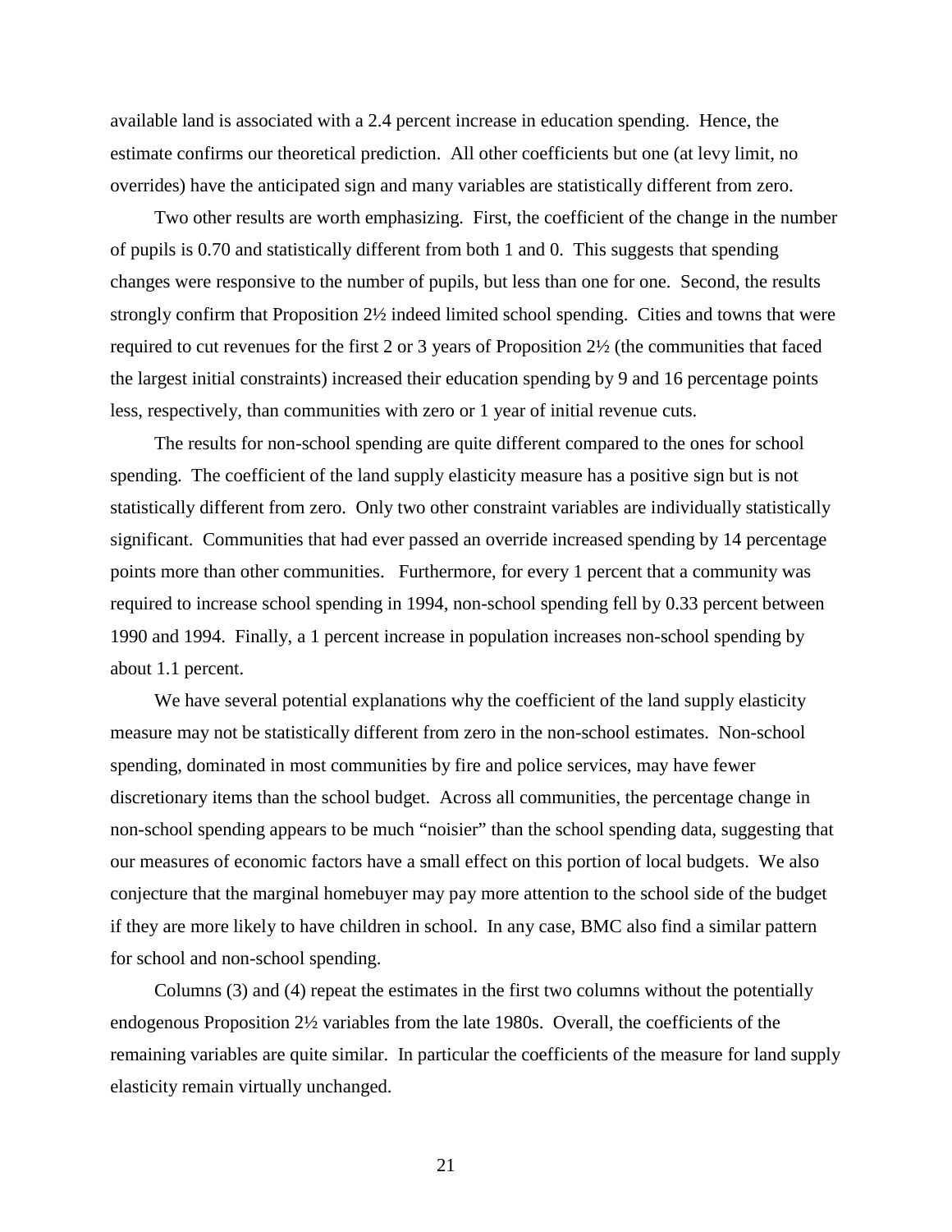available land is associated with a 2.4 percent increase in education spending. Hence, the estimate confirms our theoretical prediction. All other coefficients but one (at levy limit, no overrides) have the anticipated sign and many variables are statistically different from zero.

Two other results are worth emphasizing. First, the coefficient of the change in the number of pupils is 0.70 and statistically different from both 1 and 0. This suggests that spending changes were responsive to the number of pupils, but less than one for one. Second, the results strongly confirm that Proposition 2½ indeed limited school spending. Cities and towns that were required to cut revenues for the first 2 or 3 years of Proposition 2½ (the communities that faced the largest initial constraints) increased their education spending by 9 and 16 percentage points less, respectively, than communities with zero or 1 year of initial revenue cuts.

The results for non-school spending are quite different compared to the ones for school spending. The coefficient of the land supply elasticity measure has a positive sign but is not statistically different from zero. Only two other constraint variables are individually statistically significant. Communities that had ever passed an override increased spending by 14 percentage points more than other communities. Furthermore, for every 1 percent that a community was required to increase school spending in 1994, non-school spending fell by 0.33 percent between 1990 and 1994. Finally, a 1 percent increase in population increases non-school spending by about 1.1 percent.

We have several potential explanations why the coefficient of the land supply elasticity measure may not be statistically different from zero in the non-school estimates. Non-school spending, dominated in most communities by fire and police services, may have fewer discretionary items than the school budget. Across all communities, the percentage change in non-school spending appears to be much "noisier" than the school spending data, suggesting that our measures of economic factors have a small effect on this portion of local budgets. We also conjecture that the marginal homebuyer may pay more attention to the school side of the budget if they are more likely to have children in school. In any case, BMC also find a similar pattern for school and non-school spending.

Columns (3) and (4) repeat the estimates in the first two columns without the potentially endogenous Proposition 2½ variables from the late 1980s. Overall, the coefficients of the remaining variables are quite similar. In particular the coefficients of the measure for land supply elasticity remain virtually unchanged.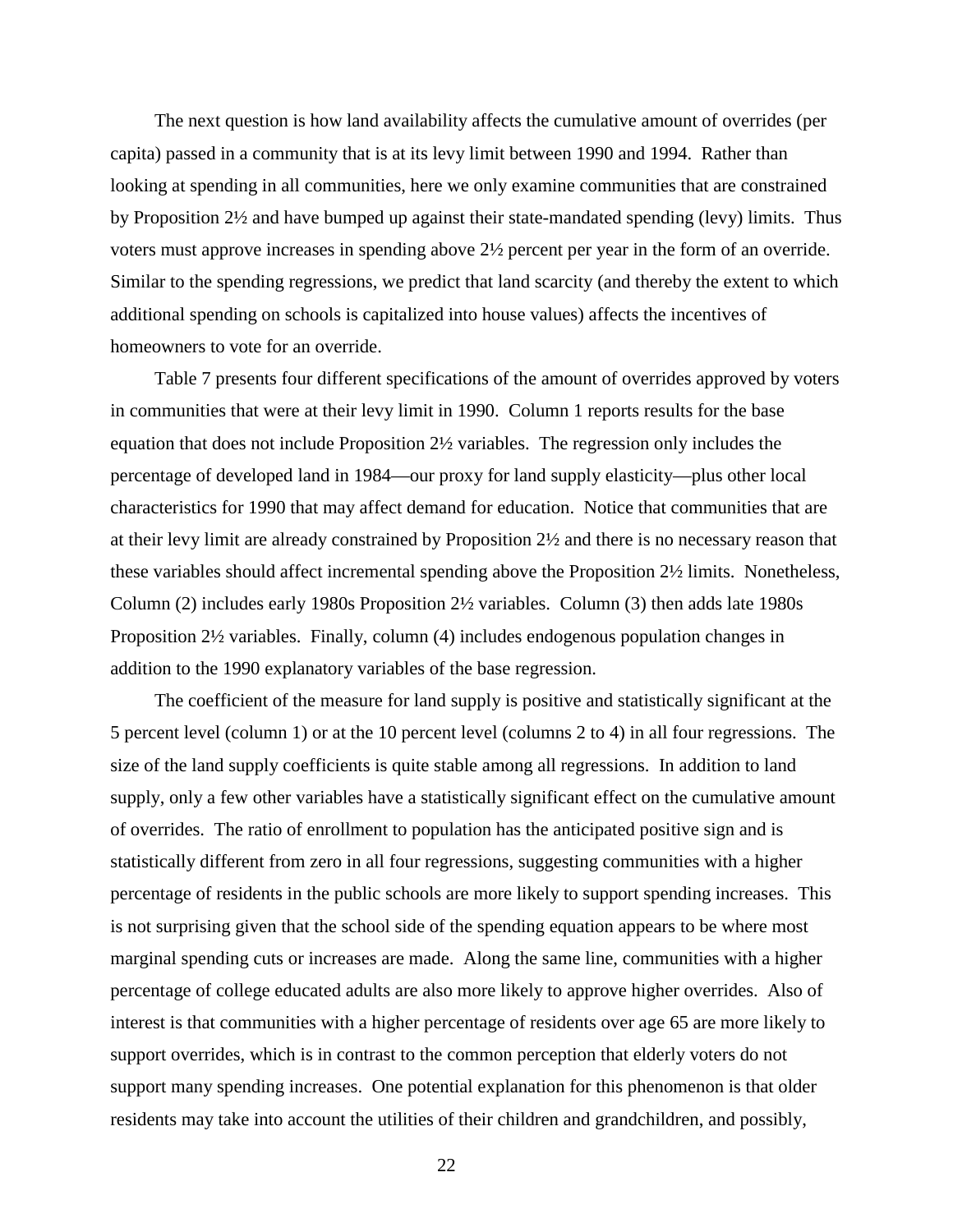The next question is how land availability affects the cumulative amount of overrides (per capita) passed in a community that is at its levy limit between 1990 and 1994. Rather than looking at spending in all communities, here we only examine communities that are constrained by Proposition 2½ and have bumped up against their state-mandated spending (levy) limits. Thus voters must approve increases in spending above 2½ percent per year in the form of an override. Similar to the spending regressions, we predict that land scarcity (and thereby the extent to which additional spending on schools is capitalized into house values) affects the incentives of homeowners to vote for an override.

Table 7 presents four different specifications of the amount of overrides approved by voters in communities that were at their levy limit in 1990. Column 1 reports results for the base equation that does not include Proposition 2½ variables. The regression only includes the percentage of developed land in 1984—our proxy for land supply elasticity—plus other local characteristics for 1990 that may affect demand for education. Notice that communities that are at their levy limit are already constrained by Proposition 2½ and there is no necessary reason that these variables should affect incremental spending above the Proposition 2½ limits. Nonetheless, Column (2) includes early 1980s Proposition 2½ variables. Column (3) then adds late 1980s Proposition 2½ variables. Finally, column (4) includes endogenous population changes in addition to the 1990 explanatory variables of the base regression.

The coefficient of the measure for land supply is positive and statistically significant at the 5 percent level (column 1) or at the 10 percent level (columns 2 to 4) in all four regressions. The size of the land supply coefficients is quite stable among all regressions. In addition to land supply, only a few other variables have a statistically significant effect on the cumulative amount of overrides. The ratio of enrollment to population has the anticipated positive sign and is statistically different from zero in all four regressions, suggesting communities with a higher percentage of residents in the public schools are more likely to support spending increases. This is not surprising given that the school side of the spending equation appears to be where most marginal spending cuts or increases are made. Along the same line, communities with a higher percentage of college educated adults are also more likely to approve higher overrides. Also of interest is that communities with a higher percentage of residents over age 65 are more likely to support overrides, which is in contrast to the common perception that elderly voters do not support many spending increases. One potential explanation for this phenomenon is that older residents may take into account the utilities of their children and grandchildren, and possibly,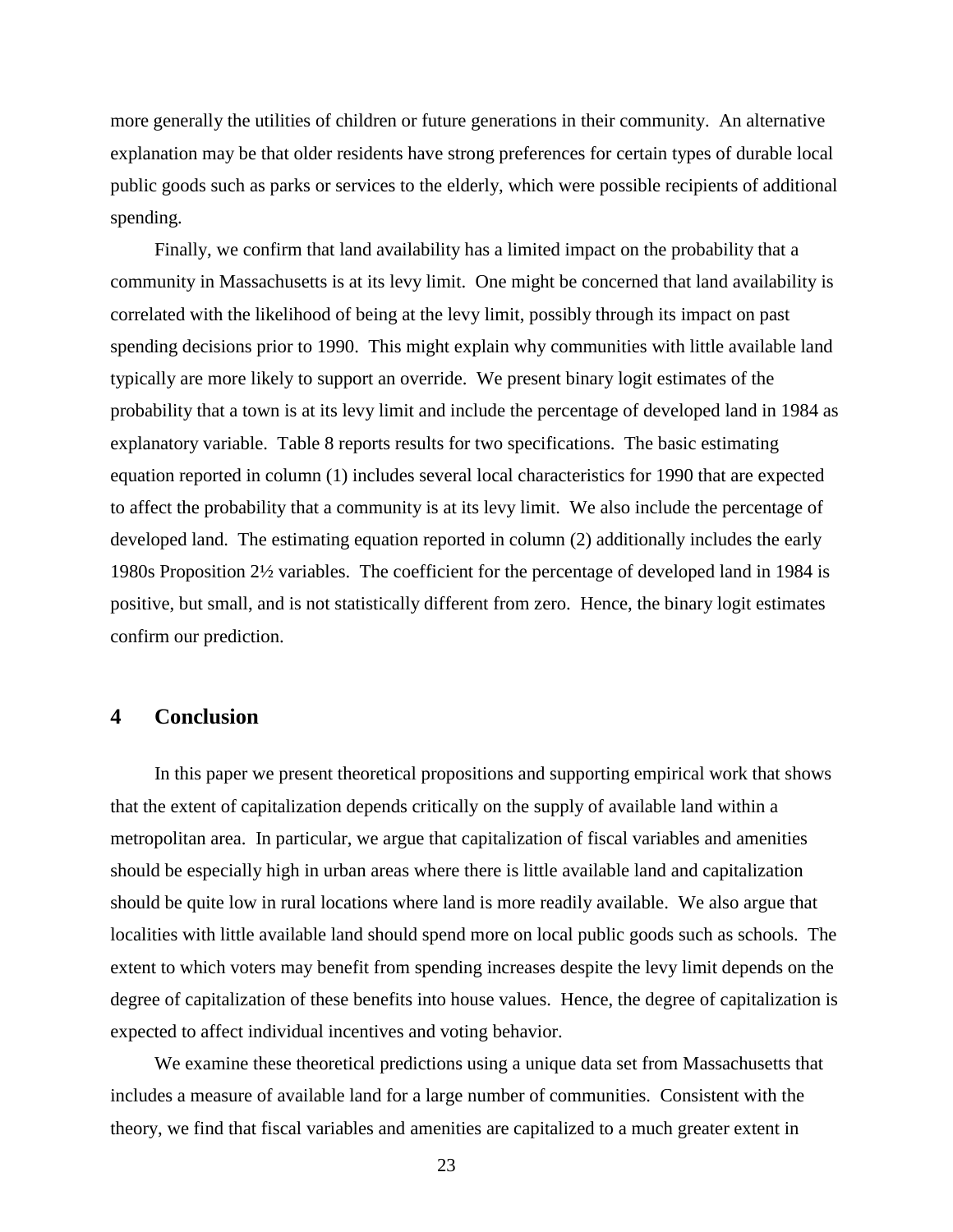more generally the utilities of children or future generations in their community. An alternative explanation may be that older residents have strong preferences for certain types of durable local public goods such as parks or services to the elderly, which were possible recipients of additional spending.

Finally, we confirm that land availability has a limited impact on the probability that a community in Massachusetts is at its levy limit. One might be concerned that land availability is correlated with the likelihood of being at the levy limit, possibly through its impact on past spending decisions prior to 1990. This might explain why communities with little available land typically are more likely to support an override. We present binary logit estimates of the probability that a town is at its levy limit and include the percentage of developed land in 1984 as explanatory variable. Table 8 reports results for two specifications. The basic estimating equation reported in column (1) includes several local characteristics for 1990 that are expected to affect the probability that a community is at its levy limit. We also include the percentage of developed land. The estimating equation reported in column (2) additionally includes the early 1980s Proposition 2½ variables. The coefficient for the percentage of developed land in 1984 is positive, but small, and is not statistically different from zero. Hence, the binary logit estimates confirm our prediction.

## 4 Conclusion

In this paper we present theoretical propositions and supporting empirical work that shows that the extent of capitalization depends critically on the supply of available land within a metropolitan area. In particular, we argue that capitalization of fiscal variables and amenities should be especially high in urban areas where there is little available land and capitalization should be quite low in rural locations where land is more readily available. We also argue that localities with little available land should spend more on local public goods such as schools. The extent to which voters may benefit from spending increases despite the levy limit depends on the degree of capitalization of these benefits into house values. Hence, the degree of capitalization is expected to affect individual incentives and voting behavior.

We examine these theoretical predictions using a unique data set from Massachusetts that includes a measure of available land for a large number of communities. Consistent with the theory, we find that fiscal variables and amenities are capitalized to a much greater extent in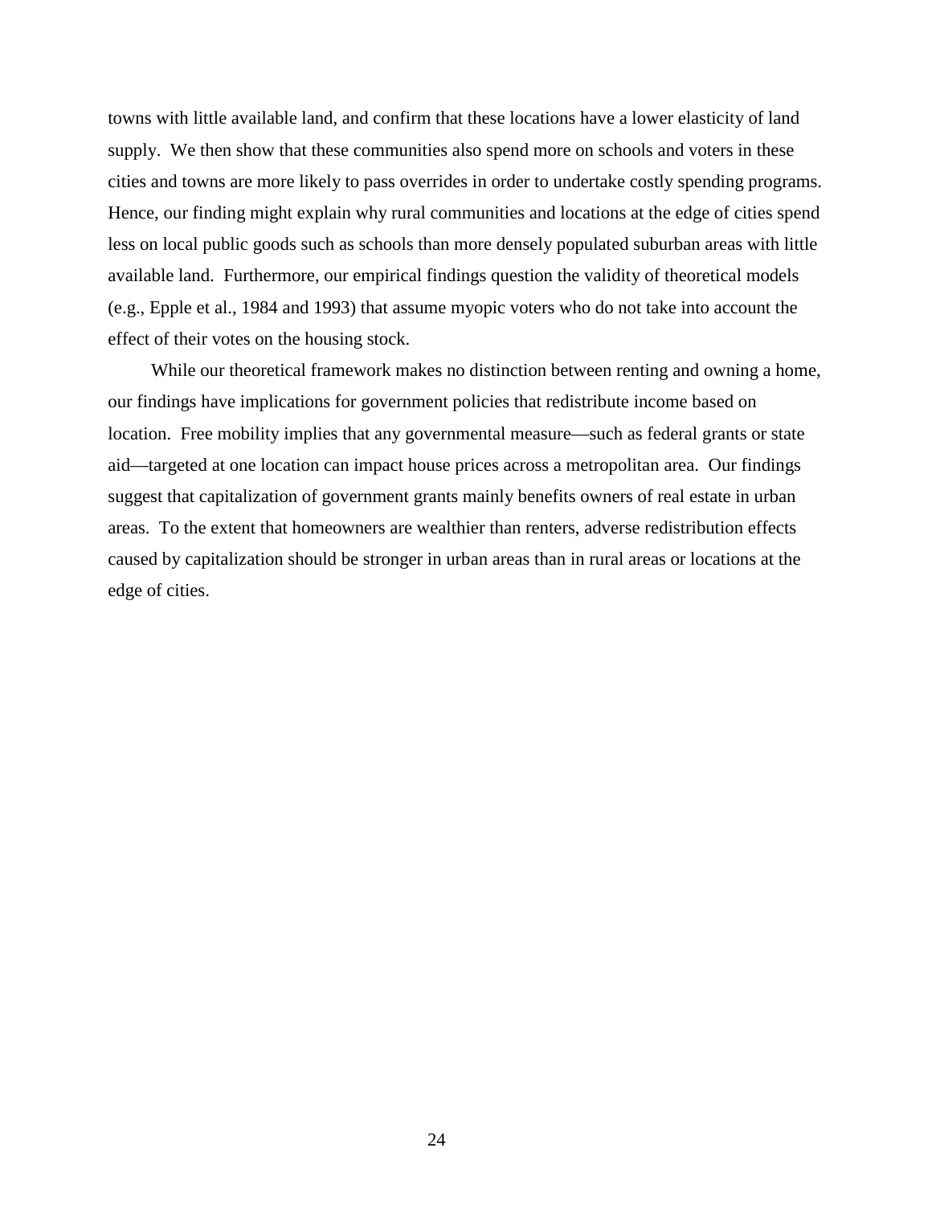towns with little available land, and confirm that these locations have a lower elasticity of land supply. We then show that these communities also spend more on schools and voters in these cities and towns are more likely to pass overrides in order to undertake costly spending programs. Hence, our finding might explain why rural communities and locations at the edge of cities spend less on local public goods such as schools than more densely populated suburban areas with little available land. Furthermore, our empirical findings question the validity of theoretical models (e.g., Epple et al., 1984 and 1993) that assume myopic voters who do not take into account the effect of their votes on the housing stock.

While our theoretical framework makes no distinction between renting and owning a home, our findings have implications for government policies that redistribute income based on location. Free mobility implies that any governmental measure—such as federal grants or state aid—targeted at one location can impact house prices across a metropolitan area. Our findings suggest that capitalization of government grants mainly benefits owners of real estate in urban areas. To the extent that homeowners are wealthier than renters, adverse redistribution effects caused by capitalization should be stronger in urban areas than in rural areas or locations at the edge of cities.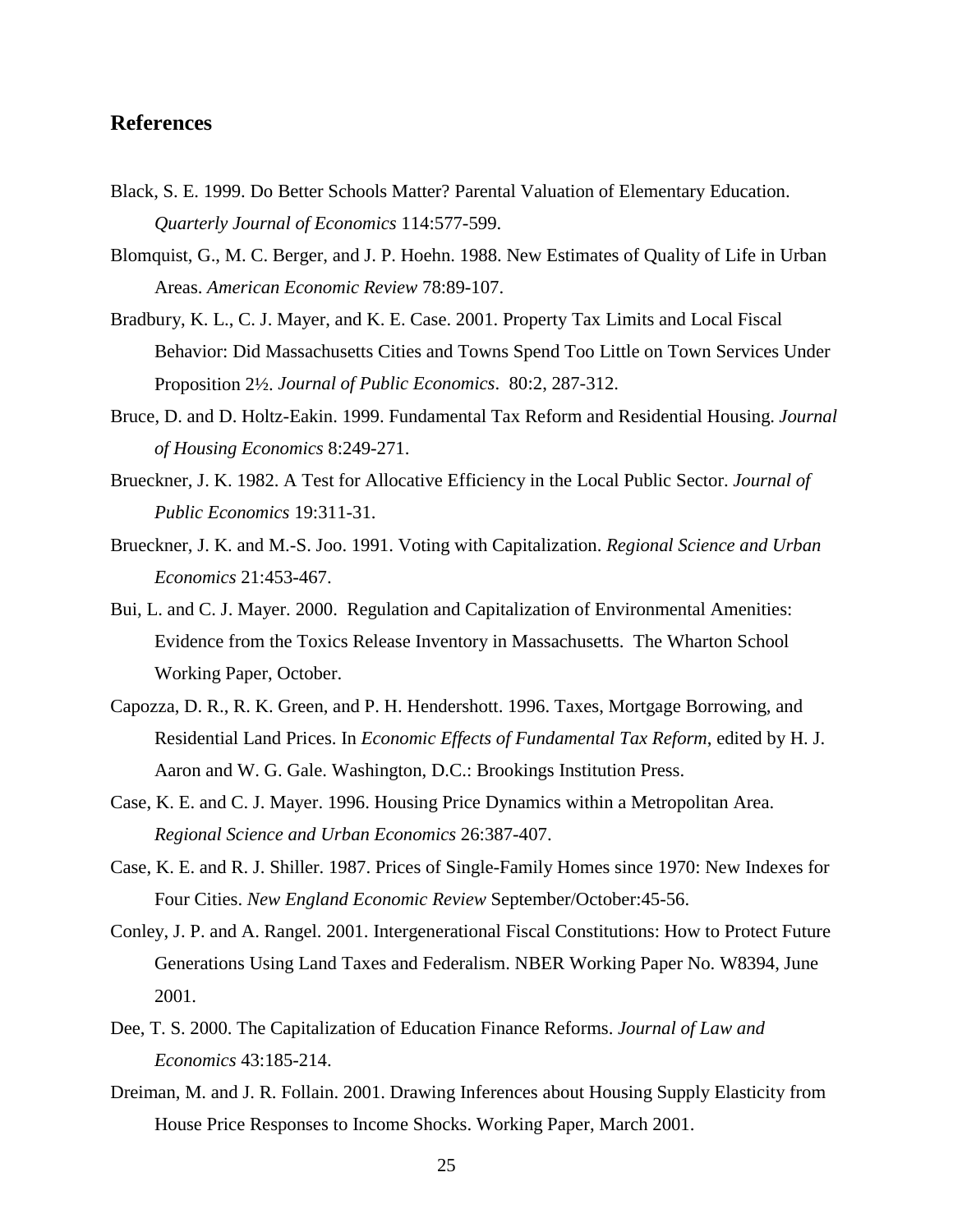## References

Black, S. E. 1999. Do Better Schools Matter? Parental Valuation of Elementary Education. *Quarterly Journal of Economics* 114:577-599.

Blomquist, G., M. C. Berger, and J. P. Hoehn. 1988. New Estimates of Quality of Life in Urban Areas. *American Economic Review* 78:89-107.

Bradbury, K. L., C. J. Mayer, and K. E. Case. 2001. Property Tax Limits and Local Fiscal Behavior: Did Massachusetts Cities and Towns Spend Too Little on Town Services Under Proposition 2½. *Journal of Public Economics*. 80:2, 287-312.

Bruce, D. and D. Holtz-Eakin. 1999. Fundamental Tax Reform and Residential Housing. *Journal of Housing Economics* 8:249-271.

Brueckner, J. K. 1982. A Test for Allocative Efficiency in the Local Public Sector. *Journal of Public Economics* 19:311-31.

Brueckner, J. K. and M.-S. Joo. 1991. Voting with Capitalization. *Regional Science and Urban Economics* 21:453-467.

Bui, L. and C. J. Mayer. 2000. Regulation and Capitalization of Environmental Amenities: Evidence from the Toxics Release Inventory in Massachusetts. The Wharton School Working Paper, October.

Capozza, D. R., R. K. Green, and P. H. Hendershott. 1996. Taxes, Mortgage Borrowing, and Residential Land Prices. In *Economic Effects of Fundamental Tax Reform*, edited by H. J. Aaron and W. G. Gale. Washington, D.C.: Brookings Institution Press.

Case, K. E. and C. J. Mayer. 1996. Housing Price Dynamics within a Metropolitan Area. *Regional Science and Urban Economics* 26:387-407.

Case, K. E. and R. J. Shiller. 1987. Prices of Single-Family Homes since 1970: New Indexes for Four Cities. *New England Economic Review* September/October:45-56.

Conley, J. P. and A. Rangel. 2001. Intergenerational Fiscal Constitutions: How to Protect Future Generations Using Land Taxes and Federalism. NBER Working Paper No. W8394, June 2001.

Dee, T. S. 2000. The Capitalization of Education Finance Reforms. *Journal of Law and Economics* 43:185-214.

Dreiman, M. and J. R. Follain. 2001. Drawing Inferences about Housing Supply Elasticity from House Price Responses to Income Shocks. Working Paper, March 2001.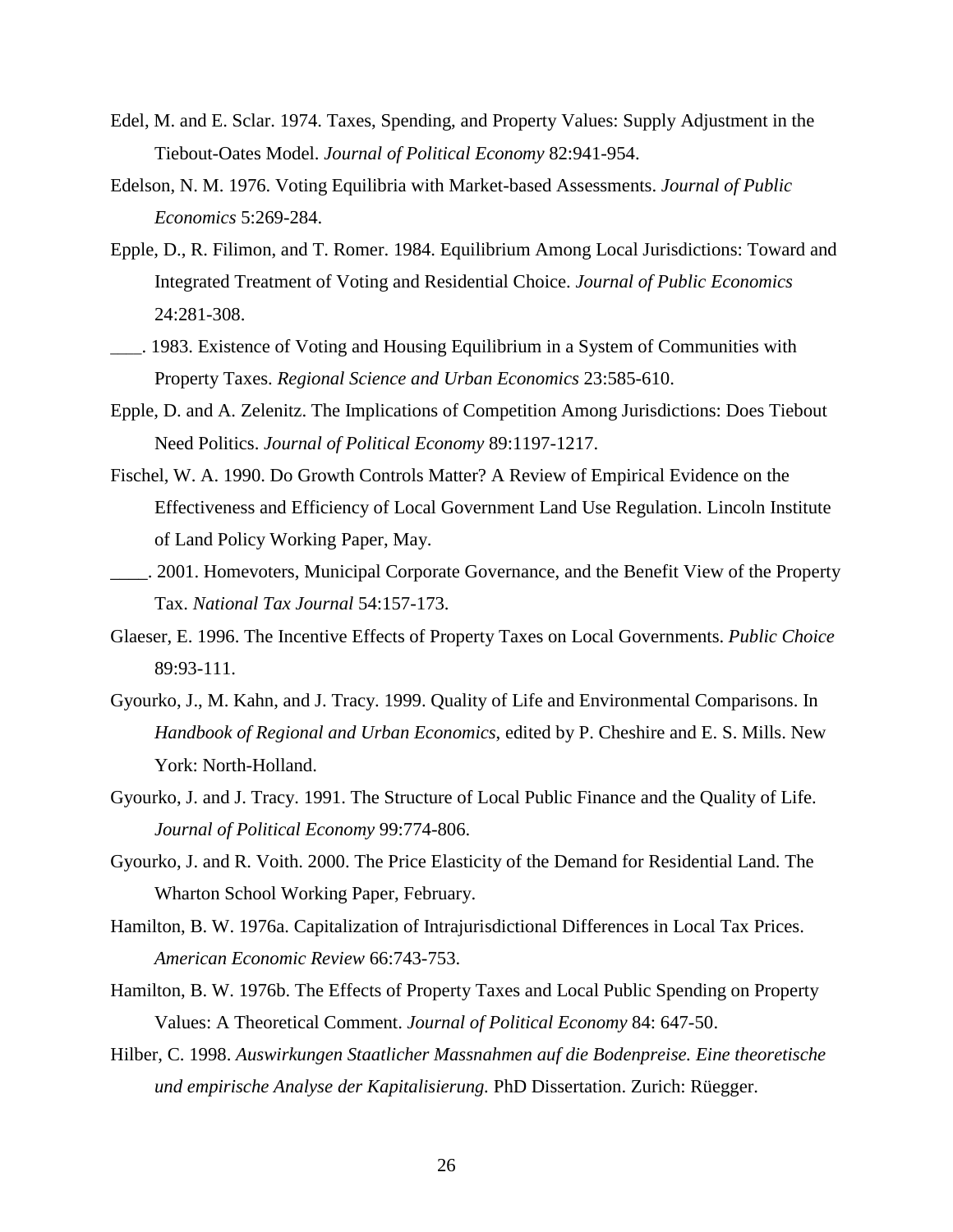Edel, M. and E. Sclar. 1974. Taxes, Spending, and Property Values: Supply Adjustment in the Tiebout-Oates Model. *Journal of Political Economy* 82:941-954.

Edelson, N. M. 1976. Voting Equilibria with Market-based Assessments. *Journal of Public Economics* 5:269-284.

Epple, D., R. Filimon, and T. Romer. 1984. Equilibrium Among Local Jurisdictions: Toward and Integrated Treatment of Voting and Residential Choice. *Journal of Public Economics* 24:281-308.

\_\_\_. 1983. Existence of Voting and Housing Equilibrium in a System of Communities with Property Taxes. *Regional Science and Urban Economics* 23:585-610.

Epple, D. and A. Zelenitz. The Implications of Competition Among Jurisdictions: Does Tiebout Need Politics. *Journal of Political Economy* 89:1197-1217.

Fischel, W. A. 1990. Do Growth Controls Matter? A Review of Empirical Evidence on the Effectiveness and Efficiency of Local Government Land Use Regulation. Lincoln Institute of Land Policy Working Paper, May.

\_\_\_\_. 2001. Homevoters, Municipal Corporate Governance, and the Benefit View of the Property Tax. *National Tax Journal* 54:157-173.

Glaeser, E. 1996. The Incentive Effects of Property Taxes on Local Governments. *Public Choice* 89:93-111.

Gyourko, J., M. Kahn, and J. Tracy. 1999. Quality of Life and Environmental Comparisons. In *Handbook of Regional and Urban Economics*, edited by P. Cheshire and E. S. Mills. New York: North-Holland.

Gyourko, J. and J. Tracy. 1991. The Structure of Local Public Finance and the Quality of Life. *Journal of Political Economy* 99:774-806.

Gyourko, J. and R. Voith. 2000. The Price Elasticity of the Demand for Residential Land. The Wharton School Working Paper, February.

Hamilton, B. W. 1976a. Capitalization of Intrajurisdictional Differences in Local Tax Prices. *American Economic Review* 66:743-753.

Hamilton, B. W. 1976b. The Effects of Property Taxes and Local Public Spending on Property Values: A Theoretical Comment. *Journal of Political Economy* 84: 647-50.

Hilber, C. 1998. *Auswirkungen Staatlicher Massnahmen auf die Bodenpreise. Eine theoretische und empirische Analyse der Kapitalisierung.* PhD Dissertation. Zurich: Rüegger.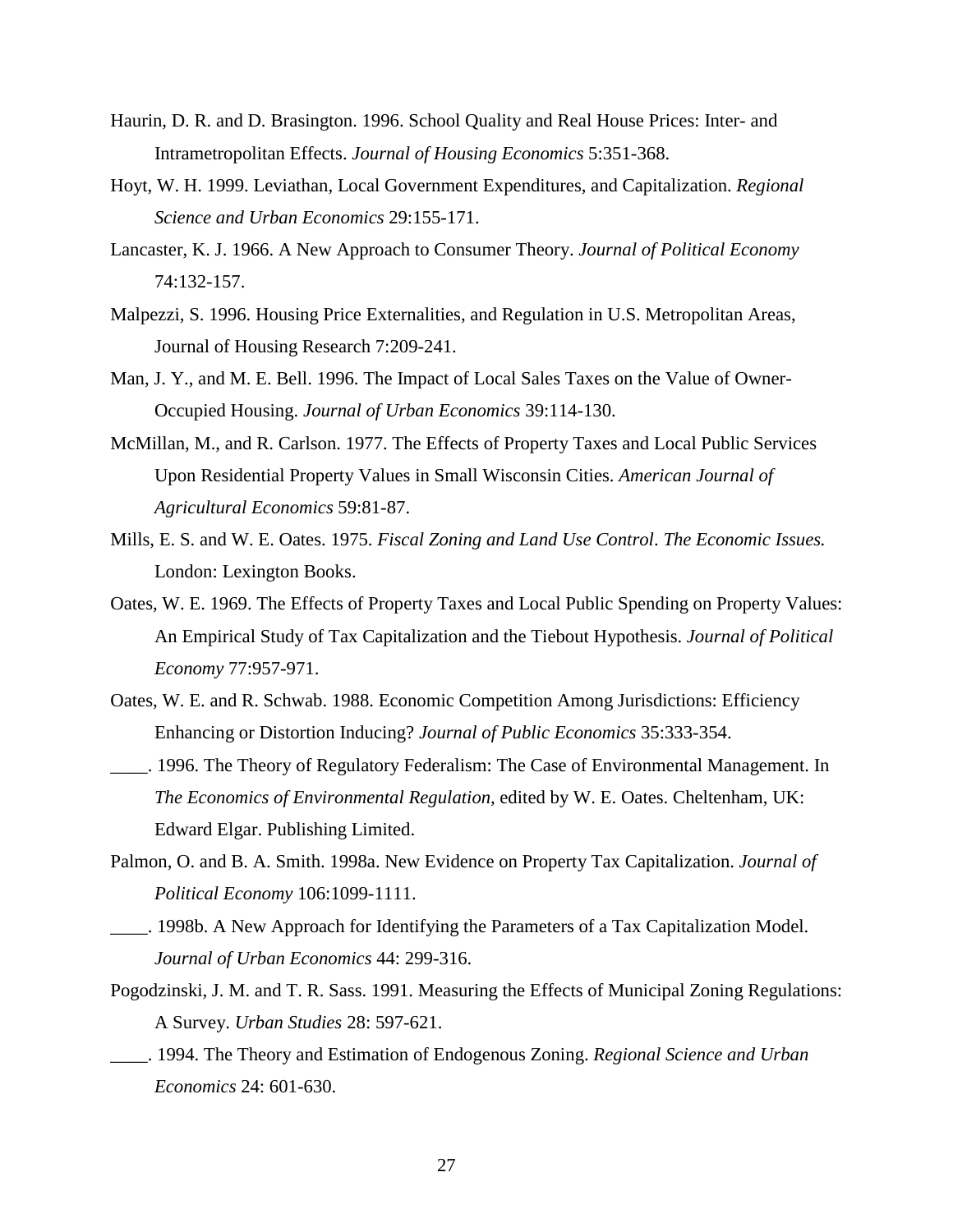Haurin, D. R. and D. Brasington. 1996. School Quality and Real House Prices: Inter- and Intrametropolitan Effects. *Journal of Housing Economics* 5:351-368.

Hoyt, W. H. 1999. Leviathan, Local Government Expenditures, and Capitalization. *Regional Science and Urban Economics* 29:155-171.

Lancaster, K. J. 1966. A New Approach to Consumer Theory. *Journal of Political Economy* 74:132-157.

Malpezzi, S. 1996. Housing Price Externalities, and Regulation in U.S. Metropolitan Areas, Journal of Housing Research 7:209-241.

Man, J. Y., and M. E. Bell. 1996. The Impact of Local Sales Taxes on the Value of Owner-Occupied Housing. *Journal of Urban Economics* 39:114-130.

McMillan, M., and R. Carlson. 1977. The Effects of Property Taxes and Local Public Services Upon Residential Property Values in Small Wisconsin Cities. *American Journal of Agricultural Economics* 59:81-87.

Mills, E. S. and W. E. Oates. 1975. *Fiscal Zoning and Land Use Control*. *The Economic Issues.* London: Lexington Books.

Oates, W. E. 1969. The Effects of Property Taxes and Local Public Spending on Property Values: An Empirical Study of Tax Capitalization and the Tiebout Hypothesis. *Journal of Political Economy* 77:957-971.

Oates, W. E. and R. Schwab. 1988. Economic Competition Among Jurisdictions: Efficiency Enhancing or Distortion Inducing? *Journal of Public Economics* 35:333-354.

____. 1996. The Theory of Regulatory Federalism: The Case of Environmental Management. In *The Economics of Environmental Regulation*, edited by W. E. Oates. Cheltenham, UK: Edward Elgar. Publishing Limited.

Palmon, O. and B. A. Smith. 1998a. New Evidence on Property Tax Capitalization. *Journal of Political Economy* 106:1099-1111.

____. 1998b. A New Approach for Identifying the Parameters of a Tax Capitalization Model. *Journal of Urban Economics* 44: 299-316.

Pogodzinski, J. M. and T. R. Sass. 1991. Measuring the Effects of Municipal Zoning Regulations: A Survey. *Urban Studies* 28: 597-621.

____. 1994. The Theory and Estimation of Endogenous Zoning. *Regional Science and Urban Economics* 24: 601-630.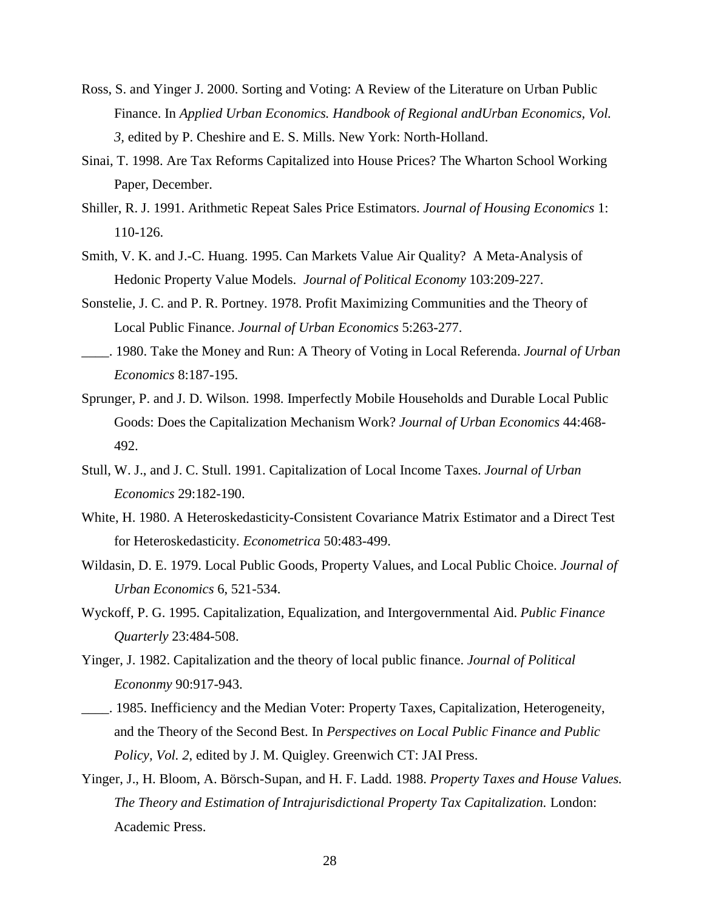Ross, S. and Yinger J. 2000. Sorting and Voting: A Review of the Literature on Urban Public Finance. In *Applied Urban Economics. Handbook of Regional andUrban Economics, Vol. 3*, edited by P. Cheshire and E. S. Mills. New York: North-Holland.

Sinai, T. 1998. Are Tax Reforms Capitalized into House Prices? The Wharton School Working Paper, December.

Shiller, R. J. 1991. Arithmetic Repeat Sales Price Estimators. *Journal of Housing Economics* 1: 110-126.

Smith, V. K. and J.-C. Huang. 1995. Can Markets Value Air Quality? A Meta-Analysis of Hedonic Property Value Models. *Journal of Political Economy* 103:209-227.

Sonstelie, J. C. and P. R. Portney. 1978. Profit Maximizing Communities and the Theory of Local Public Finance. *Journal of Urban Economics* 5:263-277.

____. 1980. Take the Money and Run: A Theory of Voting in Local Referenda. *Journal of Urban Economics* 8:187-195.

Sprunger, P. and J. D. Wilson. 1998. Imperfectly Mobile Households and Durable Local Public Goods: Does the Capitalization Mechanism Work? *Journal of Urban Economics* 44:468-492.

Stull, W. J., and J. C. Stull. 1991. Capitalization of Local Income Taxes. *Journal of Urban Economics* 29:182-190.

White, H. 1980. A Heteroskedasticity-Consistent Covariance Matrix Estimator and a Direct Test for Heteroskedasticity. *Econometrica* 50:483-499.

Wildasin, D. E. 1979. Local Public Goods, Property Values, and Local Public Choice. *Journal of Urban Economics* 6, 521-534.

Wyckoff, P. G. 1995. Capitalization, Equalization, and Intergovernmental Aid. *Public Finance Quarterly* 23:484-508.

Yinger, J. 1982. Capitalization and the theory of local public finance. *Journal of Political Econonmy* 90:917-943.

____. 1985. Inefficiency and the Median Voter: Property Taxes, Capitalization, Heterogeneity, and the Theory of the Second Best. In *Perspectives on Local Public Finance and Public Policy, Vol. 2*, edited by J. M. Quigley. Greenwich CT: JAI Press.

Yinger, J., H. Bloom, A. Börsch-Supan, and H. F. Ladd. 1988. *Property Taxes and House Values. The Theory and Estimation of Intrajurisdictional Property Tax Capitalization.* London: Academic Press.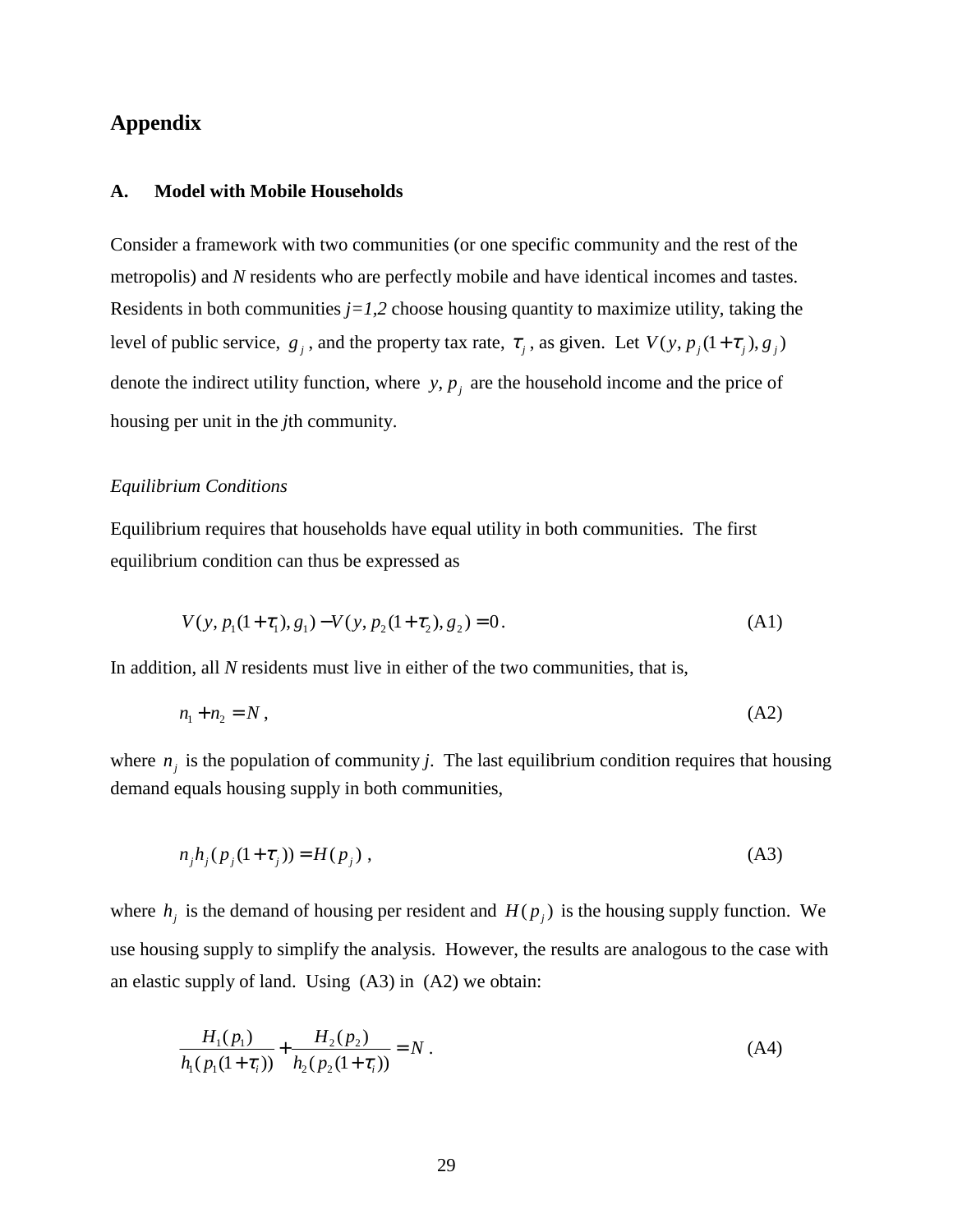# Appendix

## A. Model with Mobile Households

Consider a framework with two communities (or one specific community and the rest of the metropolis) and *N* residents who are perfectly mobile and have identical incomes and tastes. Residents in both communities *j=1,2* choose housing quantity to maximize utility, taking the level of public service, $g_j$, and the property tax rate, $\tau_j$, as given. Let $V(y, p_j(1+\tau_j), g_j)$ denote the indirect utility function, where $y, p_j$ are the household income and the price of housing per unit in the *j*th community.

### *Equilibrium Conditions*

Equilibrium requires that households have equal utility in both communities. The first equilibrium condition can thus be expressed as

$$V(y, p_1(1+\tau_1), g_1) - V(y, p_2(1+\tau_2), g_2) = 0\,. \tag{A1}$$

In addition, all *N* residents must live in either of the two communities, that is,

$$n_1 + n_2 = N\,, \tag{A2}$$

where $n_j$ is the population of community *j*. The last equilibrium condition requires that housing demand equals housing supply in both communities,

$$n_j h_j(p_j(1+\tau_j)) = H(p_j)\,, \tag{A3}$$

where $h_j$ is the demand of housing per resident and $H(p_j)$ is the housing supply function. We use housing supply to simplify the analysis. However, the results are analogous to the case with an elastic supply of land. Using (A3) in (A2) we obtain:

$$\frac{H_1(p_1)}{h_1(p_1(1+\tau_i))} + \frac{H_2(p_2)}{h_2(p_2(1+\tau_i))} = N\,. \tag{A4}$$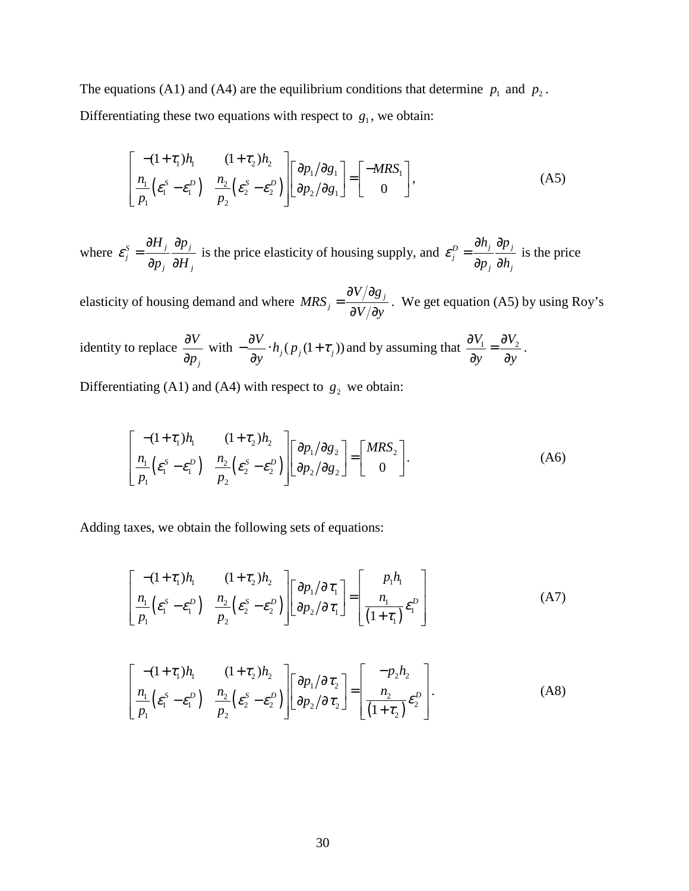The equations (A1) and (A4) are the equilibrium conditions that determine $p_1$ and $p_2$. Differentiating these two equations with respect to $g_1$, we obtain:

$$\begin{bmatrix} -(1+\tau_1)h_1 & (1+\tau_2)h_2 \\ \frac{n_1}{p_1}\left(\varepsilon_1^S - \varepsilon_1^D\right) & \frac{n_2}{p_2}\left(\varepsilon_2^S - \varepsilon_2^D\right) \end{bmatrix} \begin{bmatrix} \partial p_1 / \partial g_1 \\ \partial p_2 / \partial g_1 \end{bmatrix} = \begin{bmatrix} -MRS_1 \\ 0 \end{bmatrix}, \tag{A5}$$

where $\varepsilon_j^S = \frac{\partial H_j}{\partial p_j}\frac{\partial p_j}{\partial H_j}$ is the price elasticity of housing supply, and $\varepsilon_j^D = \frac{\partial h_j}{\partial p_j}\frac{\partial p_j}{\partial h_j}$ is the price elasticity of housing demand and where $MRS_j = \frac{\partial V / \partial g_j}{\partial V / \partial y}$. We get equation (A5) by using Roy's identity to replace $\frac{\partial V}{\partial p_j}$ with $-\frac{\partial V}{\partial y} \cdot h_j(p_j(1+\tau_j))$ and by assuming that $\frac{\partial V_1}{\partial y} = \frac{\partial V_2}{\partial y}$.

Differentiating (A1) and (A4) with respect to $g_2$ we obtain:

$$\begin{bmatrix} -(1+\tau_1)h_1 & (1+\tau_2)h_2 \\ \frac{n_1}{p_1}\left(\varepsilon_1^S - \varepsilon_1^D\right) & \frac{n_2}{p_2}\left(\varepsilon_2^S - \varepsilon_2^D\right) \end{bmatrix} \begin{bmatrix} \partial p_1 / \partial g_2 \\ \partial p_2 / \partial g_2 \end{bmatrix} = \begin{bmatrix} MRS_2 \\ 0 \end{bmatrix}. \tag{A6}$$

Adding taxes, we obtain the following sets of equations:

$$\begin{bmatrix} -(1+\tau_1)h_1 & (1+\tau_2)h_2 \\ \frac{n_1}{p_1}\left(\varepsilon_1^S - \varepsilon_1^D\right) & \frac{n_2}{p_2}\left(\varepsilon_2^S - \varepsilon_2^D\right) \end{bmatrix} \begin{bmatrix} \partial p_1 / \partial \tau_1 \\ \partial p_2 / \partial \tau_1 \end{bmatrix} = \begin{bmatrix} p_1 h_1 \\ \frac{n_1}{\left(1+\tau_1\right)}\varepsilon_1^D \end{bmatrix} \tag{A7}$$

$$\begin{bmatrix} -(1+\tau_1)h_1 & (1+\tau_2)h_2 \\ \frac{n_1}{p_1}\left(\varepsilon_1^S - \varepsilon_1^D\right) & \frac{n_2}{p_2}\left(\varepsilon_2^S - \varepsilon_2^D\right) \end{bmatrix} \begin{bmatrix} \partial p_1 / \partial \tau_2 \\ \partial p_2 / \partial \tau_2 \end{bmatrix} = \begin{bmatrix} -p_2 h_2 \\ \frac{n_2}{\left(1+\tau_2\right)}\varepsilon_2^D \end{bmatrix}. \tag{A8}$$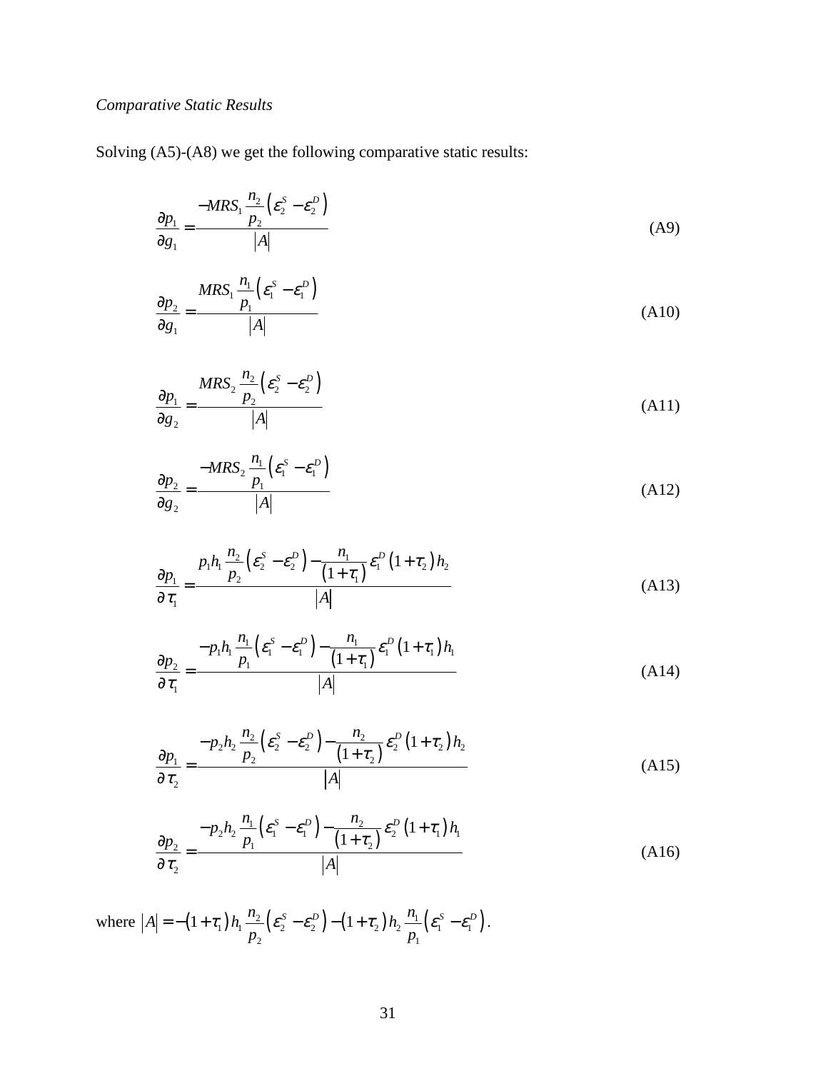*Comparative Static Results*

Solving (A5)-(A8) we get the following comparative static results:

$$\frac{\partial p_1}{\partial g_1} = \frac{-MRS_1 \frac{n_2}{p_2}\left(\varepsilon_2^S - \varepsilon_2^D\right)}{|A|} \tag{A9}$$

$$\frac{\partial p_2}{\partial g_1} = \frac{MRS_1 \frac{n_1}{p_1}\left(\varepsilon_1^S - \varepsilon_1^D\right)}{|A|} \tag{A10}$$

$$\frac{\partial p_1}{\partial g_2} = \frac{MRS_2 \frac{n_2}{p_2}\left(\varepsilon_2^S - \varepsilon_2^D\right)}{|A|} \tag{A11}$$

$$\frac{\partial p_2}{\partial g_2} = \frac{-MRS_2 \frac{n_1}{p_1}\left(\varepsilon_1^S - \varepsilon_1^D\right)}{|A|} \tag{A12}$$

$$\frac{\partial p_1}{\partial \tau_1} = \frac{p_1 h_1 \frac{n_2}{p_2}\left(\varepsilon_2^S - \varepsilon_2^D\right) - \frac{n_1}{\left(1+\tau_1\right)}\varepsilon_1^D\left(1+\tau_2\right)h_2}{|A|} \tag{A13}$$

$$\frac{\partial p_2}{\partial \tau_1} = \frac{-p_1 h_1 \frac{n_1}{p_1}\left(\varepsilon_1^S - \varepsilon_1^D\right) - \frac{n_1}{\left(1+\tau_1\right)}\varepsilon_1^D\left(1+\tau_1\right)h_1}{|A|} \tag{A14}$$

$$\frac{\partial p_1}{\partial \tau_2} = \frac{-p_2 h_2 \frac{n_2}{p_2}\left(\varepsilon_2^S - \varepsilon_2^D\right) - \frac{n_2}{\left(1+\tau_2\right)}\varepsilon_2^D\left(1+\tau_2\right)h_2}{|A|} \tag{A15}$$

$$\frac{\partial p_2}{\partial \tau_2} = \frac{-p_2 h_2 \frac{n_1}{p_1}\left(\varepsilon_1^S - \varepsilon_1^D\right) - \frac{n_2}{\left(1+\tau_2\right)}\varepsilon_2^D\left(1+\tau_1\right)h_1}{|A|} \tag{A16}$$

where $|A| = -\left(1+\tau_1\right)h_1 \frac{n_2}{p_2}\left(\varepsilon_2^S - \varepsilon_2^D\right) - \left(1+\tau_2\right)h_2 \frac{n_1}{p_1}\left(\varepsilon_1^S - \varepsilon_1^D\right)$.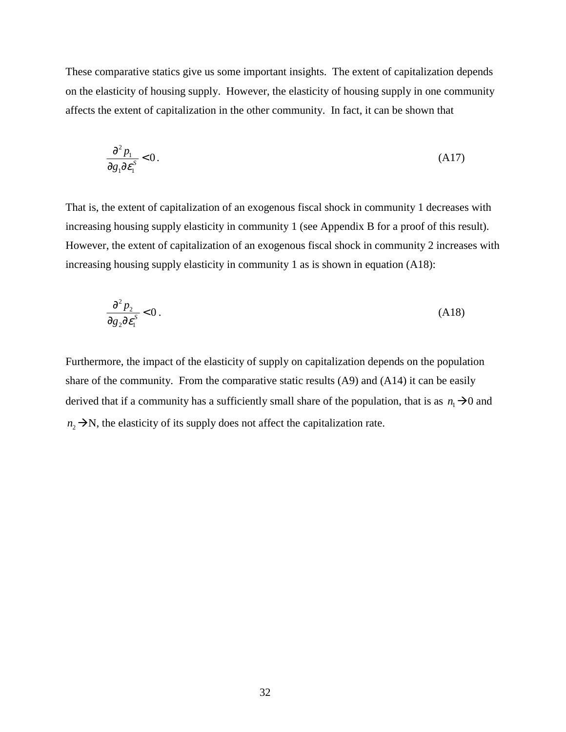These comparative statics give us some important insights. The extent of capitalization depends on the elasticity of housing supply. However, the elasticity of housing supply in one community affects the extent of capitalization in the other community. In fact, it can be shown that

$$\frac{\partial^2 p_1}{\partial g_1 \partial \varepsilon_1^S} < 0 . \tag{A17}$$

That is, the extent of capitalization of an exogenous fiscal shock in community 1 decreases with increasing housing supply elasticity in community 1 (see Appendix B for a proof of this result). However, the extent of capitalization of an exogenous fiscal shock in community 2 increases with increasing housing supply elasticity in community 1 as is shown in equation (A18):

$$\frac{\partial^2 p_2}{\partial g_2 \partial \varepsilon_1^S} < 0 . \tag{A18}$$

Furthermore, the impact of the elasticity of supply on capitalization depends on the population share of the community. From the comparative static results (A9) and (A14) it can be easily derived that if a community has a sufficiently small share of the population, that is as $n_1 \rightarrow 0$ and $n_2 \rightarrow N$, the elasticity of its supply does not affect the capitalization rate.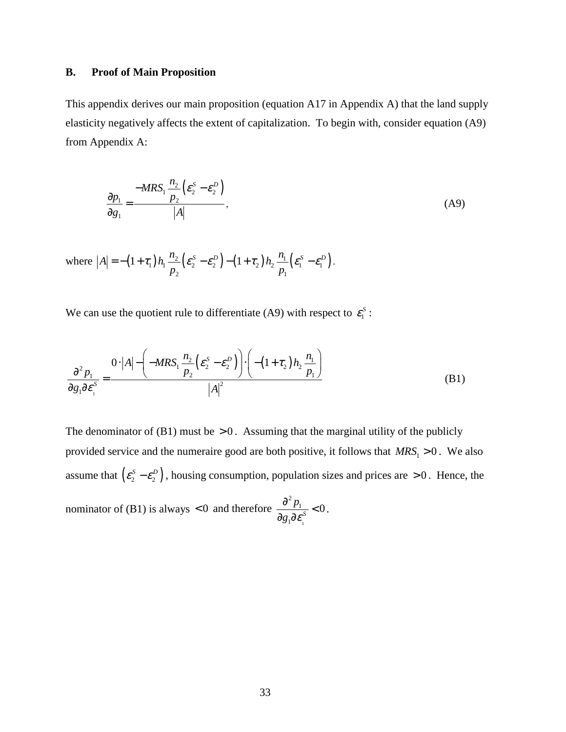## B. Proof of Main Proposition

This appendix derives our main proposition (equation A17 in Appendix A) that the land supply elasticity negatively affects the extent of capitalization. To begin with, consider equation (A9) from Appendix A:

$$\frac{\partial p_1}{\partial g_1} = \frac{-MRS_1 \frac{n_2}{p_2}\left(\varepsilon_2^S - \varepsilon_2^D\right)}{|A|}, \tag{A9}$$

where $|A| = -(1+\tau_1)\, h_1 \frac{n_2}{p_2}\left(\varepsilon_2^S - \varepsilon_2^D\right) - (1+\tau_2)\, h_2 \frac{n_1}{p_1}\left(\varepsilon_1^S - \varepsilon_1^D\right)$.

We can use the quotient rule to differentiate (A9) with respect to $\varepsilon_1^S$:

$$\frac{\partial^2 p_1}{\partial g_1 \partial \varepsilon_1^S} = \frac{0 \cdot |A| - \left(-MRS_1 \frac{n_2}{p_2}\left(\varepsilon_2^S - \varepsilon_2^D\right)\right) \cdot \left(-(1+\tau_2)\, h_2 \frac{n_1}{p_1}\right)}{|A|^2} \tag{B1}$$

The denominator of (B1) must be $> 0$. Assuming that the marginal utility of the publicly provided service and the numeraire good are both positive, it follows that $MRS_1 > 0$. We also assume that $\left(\varepsilon_2^S - \varepsilon_2^D\right)$, housing consumption, population sizes and prices are $> 0$. Hence, the nominator of (B1) is always $< 0$ and therefore $\frac{\partial^2 p_1}{\partial g_1 \partial \varepsilon_1^S} < 0$.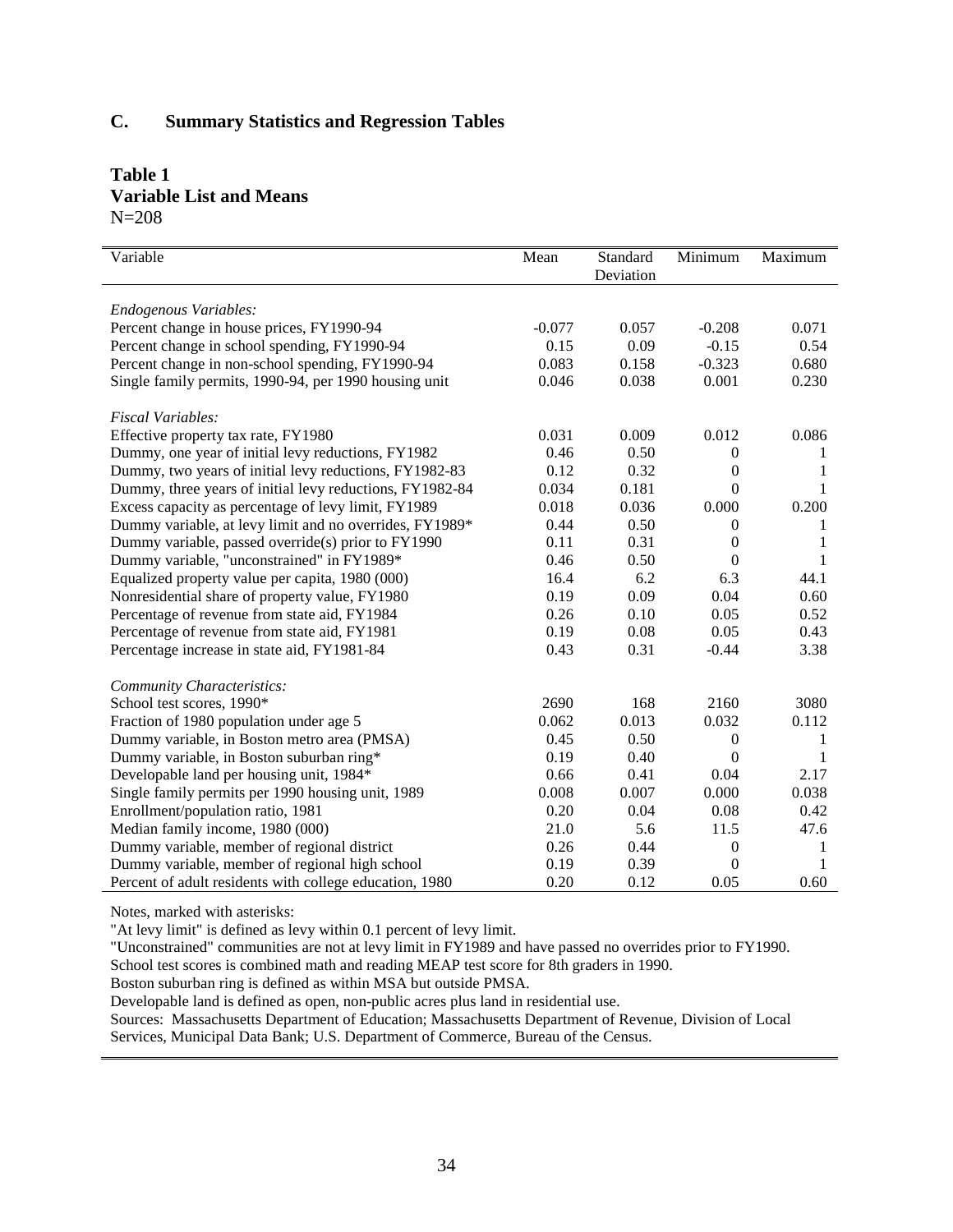## C. Summary Statistics and Regression Tables

### Table 1
### Variable List and Means
N=208

| Variable | Mean | Standard Deviation | Minimum | Maximum |
|---|---|---|---|---|
| *Endogenous Variables:* | | | | |
| Percent change in house prices, FY1990-94 | -0.077 | 0.057 | -0.208 | 0.071 |
| Percent change in school spending, FY1990-94 | 0.15 | 0.09 | -0.15 | 0.54 |
| Percent change in non-school spending, FY1990-94 | 0.083 | 0.158 | -0.323 | 0.680 |
| Single family permits, 1990-94, per 1990 housing unit | 0.046 | 0.038 | 0.001 | 0.230 |
| *Fiscal Variables:* | | | | |
| Effective property tax rate, FY1980 | 0.031 | 0.009 | 0.012 | 0.086 |
| Dummy, one year of initial levy reductions, FY1982 | 0.46 | 0.50 | 0 | 1 |
| Dummy, two years of initial levy reductions, FY1982-83 | 0.12 | 0.32 | 0 | 1 |
| Dummy, three years of initial levy reductions, FY1982-84 | 0.034 | 0.181 | 0 | 1 |
| Excess capacity as percentage of levy limit, FY1989 | 0.018 | 0.036 | 0.000 | 0.200 |
| Dummy variable, at levy limit and no overrides, FY1989* | 0.44 | 0.50 | 0 | 1 |
| Dummy variable, passed override(s) prior to FY1990 | 0.11 | 0.31 | 0 | 1 |
| Dummy variable, "unconstrained" in FY1989* | 0.46 | 0.50 | 0 | 1 |
| Equalized property value per capita, 1980 (000) | 16.4 | 6.2 | 6.3 | 44.1 |
| Nonresidential share of property value, FY1980 | 0.19 | 0.09 | 0.04 | 0.60 |
| Percentage of revenue from state aid, FY1984 | 0.26 | 0.10 | 0.05 | 0.52 |
| Percentage of revenue from state aid, FY1981 | 0.19 | 0.08 | 0.05 | 0.43 |
| Percentage increase in state aid, FY1981-84 | 0.43 | 0.31 | -0.44 | 3.38 |
| *Community Characteristics:* | | | | |
| School test scores, 1990* | 2690 | 168 | 2160 | 3080 |
| Fraction of 1980 population under age 5 | 0.062 | 0.013 | 0.032 | 0.112 |
| Dummy variable, in Boston metro area (PMSA) | 0.45 | 0.50 | 0 | 1 |
| Dummy variable, in Boston suburban ring* | 0.19 | 0.40 | 0 | 1 |
| Developable land per housing unit, 1984* | 0.66 | 0.41 | 0.04 | 2.17 |
| Single family permits per 1990 housing unit, 1989 | 0.008 | 0.007 | 0.000 | 0.038 |
| Enrollment/population ratio, 1981 | 0.20 | 0.04 | 0.08 | 0.42 |
| Median family income, 1980 (000) | 21.0 | 5.6 | 11.5 | 47.6 |
| Dummy variable, member of regional district | 0.26 | 0.44 | 0 | 1 |
| Dummy variable, member of regional high school | 0.19 | 0.39 | 0 | 1 |
| Percent of adult residents with college education, 1980 | 0.20 | 0.12 | 0.05 | 0.60 |

Notes, marked with asterisks:
"At levy limit" is defined as levy within 0.1 percent of levy limit.
"Unconstrained" communities are not at levy limit in FY1989 and have passed no overrides prior to FY1990.
School test scores is combined math and reading MEAP test score for 8th graders in 1990.
Boston suburban ring is defined as within MSA but outside PMSA.
Developable land is defined as open, non-public acres plus land in residential use.
Sources: Massachusetts Department of Education; Massachusetts Department of Revenue, Division of Local Services, Municipal Data Bank; U.S. Department of Commerce, Bureau of the Census.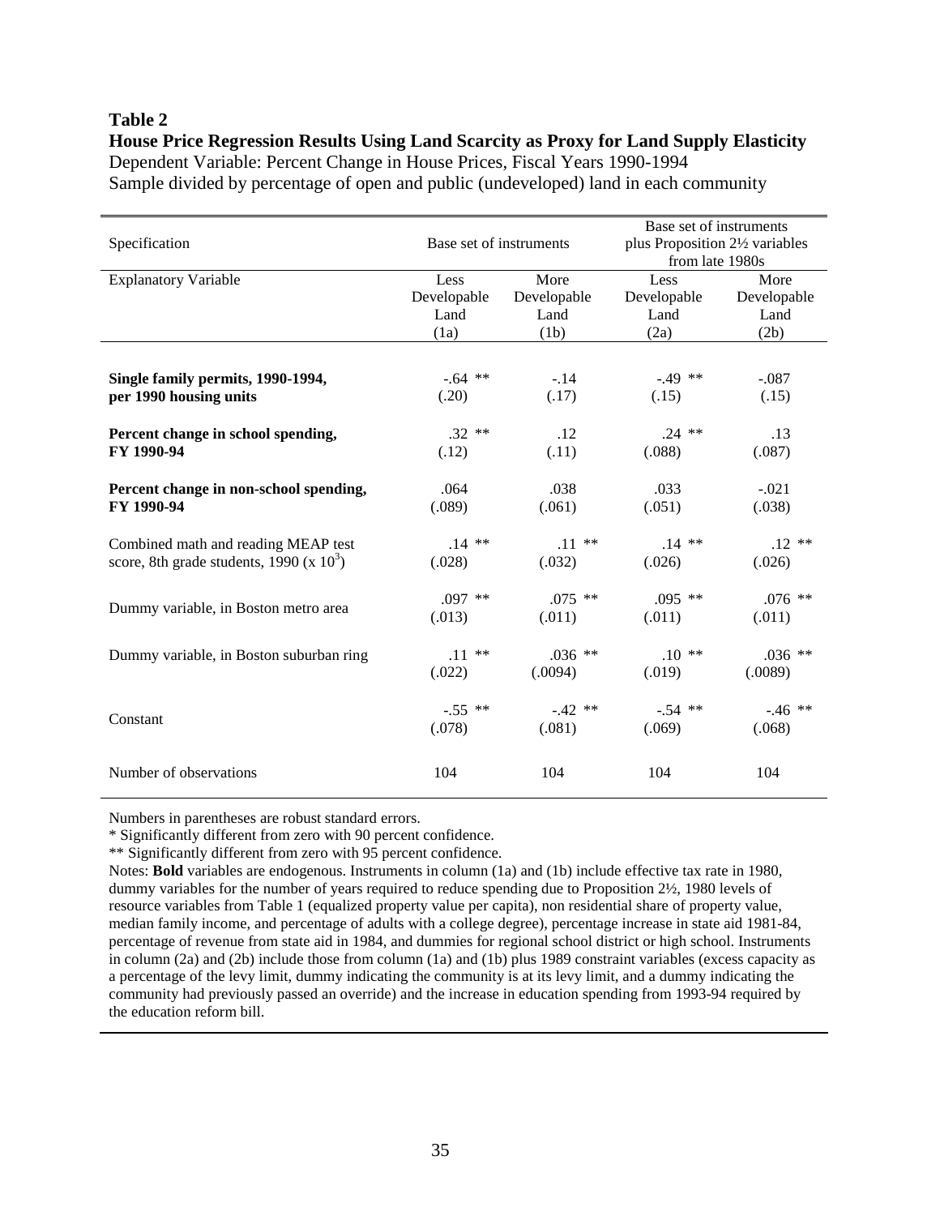**Table 2**

**House Price Regression Results Using Land Scarcity as Proxy for Land Supply Elasticity**

Dependent Variable: Percent Change in House Prices, Fiscal Years 1990-1994

Sample divided by percentage of open and public (undeveloped) land in each community

| Specification | Base set of instruments | | Base set of instruments plus Proposition 2½ variables from late 1980s | |
|---|---|---|---|---|
| Explanatory Variable | Less Developable Land (1a) | More Developable Land (1b) | Less Developable Land (2a) | More Developable Land (2b) |
| **Single family permits, 1990-1994, per 1990 housing units** | -.64 ** (.20) | -.14 (.17) | -.49 ** (.15) | -.087 (.15) |
| **Percent change in school spending, FY 1990-94** | .32 ** (.12) | .12 (.11) | .24 ** (.088) | .13 (.087) |
| **Percent change in non-school spending, FY 1990-94** | .064 (.089) | .038 (.061) | .033 (.051) | -.021 (.038) |
| Combined math and reading MEAP test score, 8th grade students, 1990 (x $10^3$) | .14 ** (.028) | .11 ** (.032) | .14 ** (.026) | .12 ** (.026) |
| Dummy variable, in Boston metro area | .097 ** (.013) | .075 ** (.011) | .095 ** (.011) | .076 ** (.011) |
| Dummy variable, in Boston suburban ring | .11 ** (.022) | .036 ** (.0094) | .10 ** (.019) | .036 ** (.0089) |
| Constant | -.55 ** (.078) | -.42 ** (.081) | -.54 ** (.069) | -.46 ** (.068) |
| Number of observations | 104 | 104 | 104 | 104 |

Numbers in parentheses are robust standard errors.

\* Significantly different from zero with 90 percent confidence.

\*\* Significantly different from zero with 95 percent confidence.

Notes: **Bold** variables are endogenous. Instruments in column (1a) and (1b) include effective tax rate in 1980, dummy variables for the number of years required to reduce spending due to Proposition 2½, 1980 levels of resource variables from Table 1 (equalized property value per capita), non residential share of property value, median family income, and percentage of adults with a college degree), percentage increase in state aid 1981-84, percentage of revenue from state aid in 1984, and dummies for regional school district or high school. Instruments in column (2a) and (2b) include those from column (1a) and (1b) plus 1989 constraint variables (excess capacity as a percentage of the levy limit, dummy indicating the community is at its levy limit, and a dummy indicating the community had previously passed an override) and the increase in education spending from 1993-94 required by the education reform bill.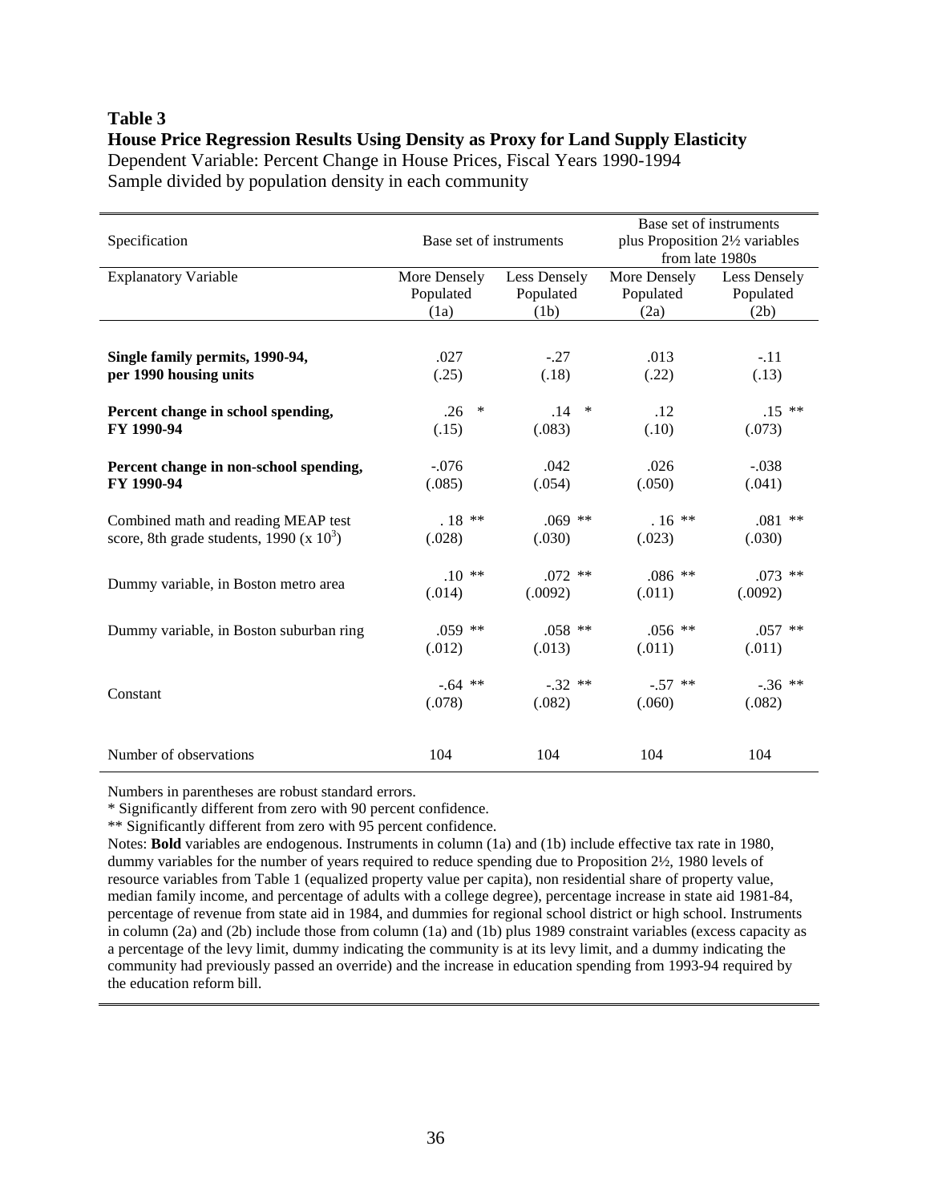**Table 3**

**House Price Regression Results Using Density as Proxy for Land Supply Elasticity**

Dependent Variable: Percent Change in House Prices, Fiscal Years 1990-1994

Sample divided by population density in each community

| Specification | Base set of instruments | | Base set of instruments plus Proposition 2½ variables from late 1980s | |
|---|---|---|---|---|
| Explanatory Variable | More Densely Populated (1a) | Less Densely Populated (1b) | More Densely Populated (2a) | Less Densely Populated (2b) |
| **Single family permits, 1990-94, per 1990 housing units** | .027 (.25) | -.27 (.18) | .013 (.22) | -.11 (.13) |
| **Percent change in school spending, FY 1990-94** | .26 * (.15) | .14 * (.083) | .12 (.10) | .15 ** (.073) |
| **Percent change in non-school spending, FY 1990-94** | -.076 (.085) | .042 (.054) | .026 (.050) | -.038 (.041) |
| Combined math and reading MEAP test score, 8th grade students, 1990 (x $10^3$) | .18 ** (.028) | .069 ** (.030) | .16 ** (.023) | .081 ** (.030) |
| Dummy variable, in Boston metro area | .10 ** (.014) | .072 ** (.0092) | .086 ** (.011) | .073 ** (.0092) |
| Dummy variable, in Boston suburban ring | .059 ** (.012) | .058 ** (.013) | .056 ** (.011) | .057 ** (.011) |
| Constant | -.64 ** (.078) | -.32 ** (.082) | -.57 ** (.060) | -.36 ** (.082) |
| Number of observations | 104 | 104 | 104 | 104 |

Numbers in parentheses are robust standard errors.

* Significantly different from zero with 90 percent confidence.

** Significantly different from zero with 95 percent confidence.

Notes: **Bold** variables are endogenous. Instruments in column (1a) and (1b) include effective tax rate in 1980, dummy variables for the number of years required to reduce spending due to Proposition 2½, 1980 levels of resource variables from Table 1 (equalized property value per capita), non residential share of property value, median family income, and percentage of adults with a college degree), percentage increase in state aid 1981-84, percentage of revenue from state aid in 1984, and dummies for regional school district or high school. Instruments in column (2a) and (2b) include those from column (1a) and (1b) plus 1989 constraint variables (excess capacity as a percentage of the levy limit, dummy indicating the community is at its levy limit, and a dummy indicating the community had previously passed an override) and the increase in education spending from 1993-94 required by the education reform bill.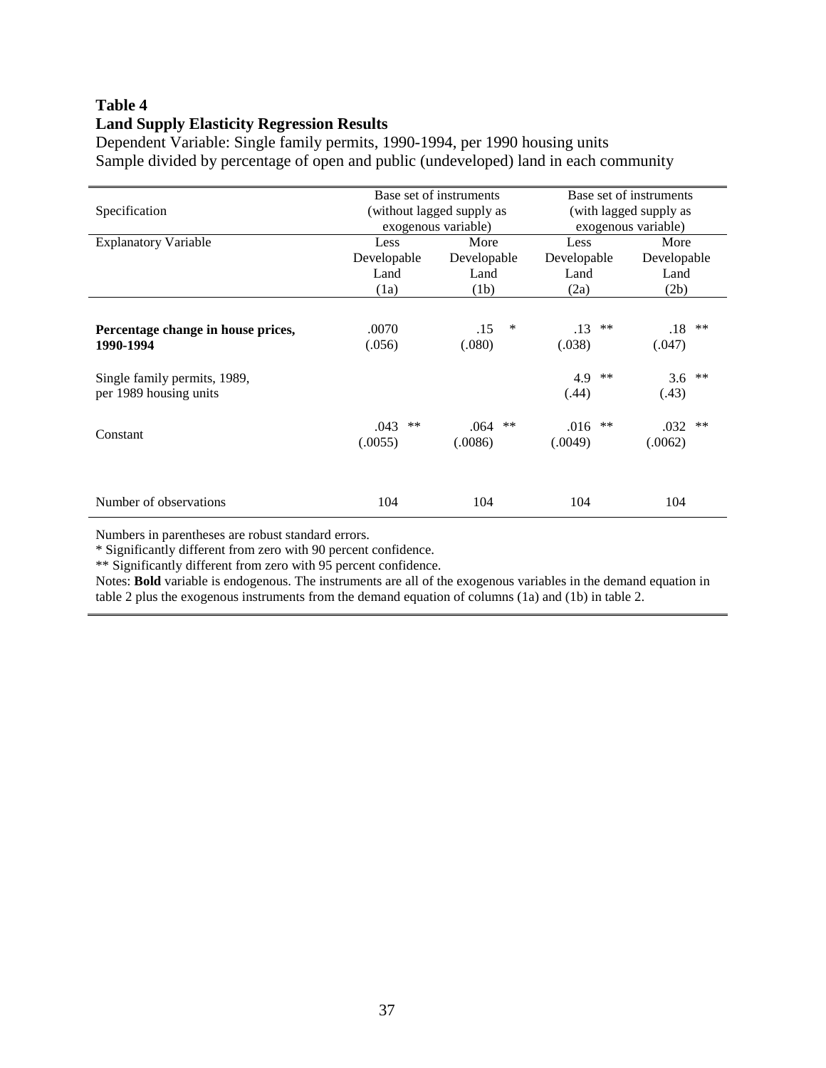**Table 4**
**Land Supply Elasticity Regression Results**

Dependent Variable: Single family permits, 1990-1994, per 1990 housing units
Sample divided by percentage of open and public (undeveloped) land in each community

| Specification | Base set of instruments (without lagged supply as exogenous variable) | | Base set of instruments (with lagged supply as exogenous variable) | |
|---|---|---|---|---|
| Explanatory Variable | Less Developable Land (1a) | More Developable Land (1b) | Less Developable Land (2a) | More Developable Land (2b) |
| **Percentage change in house prices, 1990-1994** | .0070 (.056) | .15 * (.080) | .13 ** (.038) | .18 ** (.047) |
| Single family permits, 1989, per 1989 housing units | | | 4.9 ** (.44) | 3.6 ** (.43) |
| Constant | .043 ** (.0055) | .064 ** (.0086) | .016 ** (.0049) | .032 ** (.0062) |
| Number of observations | 104 | 104 | 104 | 104 |

Numbers in parentheses are robust standard errors.
* Significantly different from zero with 90 percent confidence.
** Significantly different from zero with 95 percent confidence.
Notes: **Bold** variable is endogenous. The instruments are all of the exogenous variables in the demand equation in table 2 plus the exogenous instruments from the demand equation of columns (1a) and (1b) in table 2.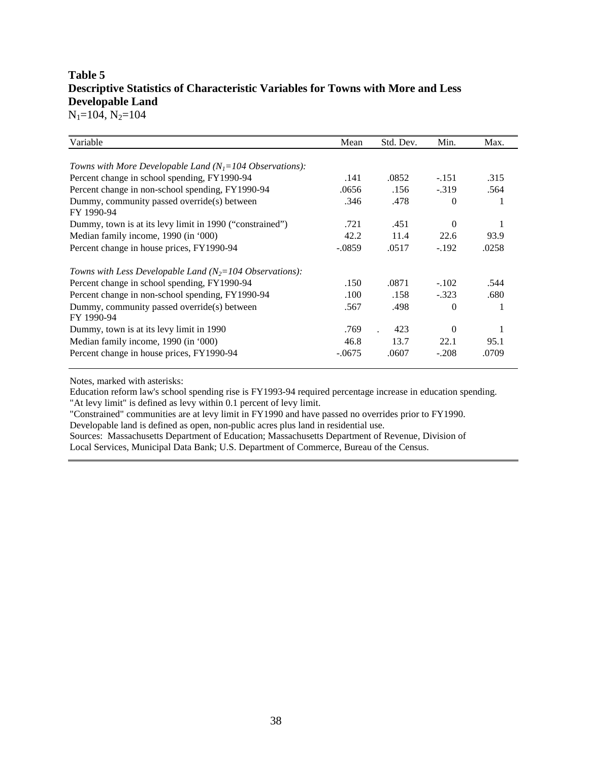**Table 5**
**Descriptive Statistics of Characteristic Variables for Towns with More and Less Developable Land**
$N_1$=104, $N_2$=104

| Variable | Mean | Std. Dev. | Min. | Max. |
|---|---|---|---|---|
| *Towns with More Developable Land ($N_1$=104 Observations):* | | | | |
| Percent change in school spending, FY1990-94 | .141 | .0852 | -.151 | .315 |
| Percent change in non-school spending, FY1990-94 | .0656 | .156 | -.319 | .564 |
| Dummy, community passed override(s) between FY 1990-94 | .346 | .478 | 0 | 1 |
| Dummy, town is at its levy limit in 1990 ("constrained") | .721 | .451 | 0 | 1 |
| Median family income, 1990 (in '000) | 42.2 | 11.4 | 22.6 | 93.9 |
| Percent change in house prices, FY1990-94 | -.0859 | .0517 | -.192 | .0258 |
| *Towns with Less Developable Land ($N_2$=104 Observations):* | | | | |
| Percent change in school spending, FY1990-94 | .150 | .0871 | -.102 | .544 |
| Percent change in non-school spending, FY1990-94 | .100 | .158 | -.323 | .680 |
| Dummy, community passed override(s) between FY 1990-94 | .567 | .498 | 0 | 1 |
| Dummy, town is at its levy limit in 1990 | .769 | . 423 | 0 | 1 |
| Median family income, 1990 (in '000) | 46.8 | 13.7 | 22.1 | 95.1 |
| Percent change in house prices, FY1990-94 | -.0675 | .0607 | -.208 | .0709 |

Notes, marked with asterisks:
Education reform law's school spending rise is FY1993-94 required percentage increase in education spending.
"At levy limit" is defined as levy within 0.1 percent of levy limit.
"Constrained" communities are at levy limit in FY1990 and have passed no overrides prior to FY1990.
Developable land is defined as open, non-public acres plus land in residential use.
Sources: Massachusetts Department of Education; Massachusetts Department of Revenue, Division of Local Services, Municipal Data Bank; U.S. Department of Commerce, Bureau of the Census.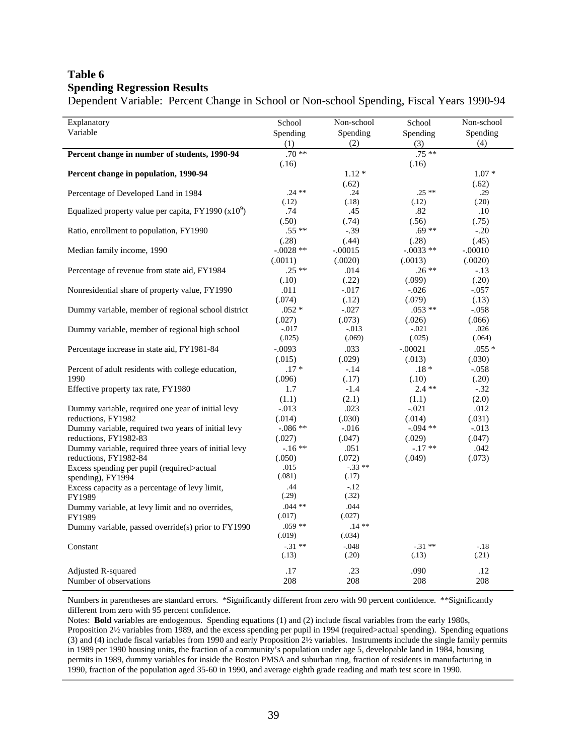**Table 6**
**Spending Regression Results**

Dependent Variable: Percent Change in School or Non-school Spending, Fiscal Years 1990-94

| Explanatory Variable | School Spending (1) | Non-school Spending (2) | School Spending (3) | Non-school Spending (4) |
|---|---|---|---|---|
| **Percent change in number of students, 1990-94** | .70 ** | | .75 ** | |
| | (.16) | | (.16) | |
| **Percent change in population, 1990-94** | | 1.12 * | | 1.07 * |
| | | (.62) | | (.62) |
| Percentage of Developed Land in 1984 | .24 ** | .24 | .25 ** | .29 |
| | (.12) | (.18) | (.12) | (.20) |
| Equalized property value per capita, FY1990 ($x10^9$) | .74 | .45 | .82 | .10 |
| | (.50) | (.74) | (.56) | (.75) |
| Ratio, enrollment to population, FY1990 | .55 ** | -.39 | .69 ** | -.20 |
| | (.28) | (.44) | (.28) | (.45) |
| Median family income, 1990 | -.0028 ** | -.00015 | -.0033 ** | -.00010 |
| | (.0011) | (.0020) | (.0013) | (.0020) |
| Percentage of revenue from state aid, FY1984 | .25 ** | .014 | .26 ** | -.13 |
| | (.10) | (.22) | (.099) | (.20) |
| Nonresidential share of property value, FY1990 | .011 | -.017 | -.026 | -.057 |
| | (.074) | (.12) | (.079) | (.13) |
| Dummy variable, member of regional school district | .052 * | -.027 | .053 ** | -.058 |
| | (.027) | (.073) | (.026) | (.066) |
| Dummy variable, member of regional high school | -.017 | -.013 | -.021 | .026 |
| | (.025) | (.069) | (.025) | (.064) |
| Percentage increase in state aid, FY1981-84 | -.0093 | .033 | -.00021 | .055 * |
| | (.015) | (.029) | (.013) | (.030) |
| Percent of adult residents with college education, 1990 | .17 * | -.14 | .18 * | -.058 |
| | (.096) | (.17) | (.10) | (.20) |
| Effective property tax rate, FY1980 | 1.7 | -1.4 | 2.4 ** | -.32 |
| | (1.1) | (2.1) | (1.1) | (2.0) |
| Dummy variable, required one year of initial levy reductions, FY1982 | -.013 | .023 | -.021 | .012 |
| | (.014) | (.030) | (.014) | (.031) |
| Dummy variable, required two years of initial levy reductions, FY1982-83 | -.086 ** | -.016 | -.094 ** | -.013 |
| | (.027) | (.047) | (.029) | (.047) |
| Dummy variable, required three years of initial levy reductions, FY1982-84 | -.16 ** | .051 | -.17 ** | .042 |
| | (.050) | (.072) | (.049) | (.073) |
| Excess spending per pupil (required>actual spending), FY1994 | .015 | -.33 ** | | |
| | (.081) | (.17) | | |
| Excess capacity as a percentage of levy limit, FY1989 | .44 | -.12 | | |
| | (.29) | (.32) | | |
| Dummy variable, at levy limit and no overrides, FY1989 | .044 ** | .044 | | |
| | (.017) | (.027) | | |
| Dummy variable, passed override(s) prior to FY1990 | .059 ** | .14 ** | | |
| | (.019) | (.034) | | |
| Constant | -.31 ** | -.048 | -.31 ** | -.18 |
| | (.13) | (.20) | (.13) | (.21) |
| Adjusted R-squared | .17 | .23 | .090 | .12 |
| Number of observations | 208 | 208 | 208 | 208 |

Numbers in parentheses are standard errors. *Significantly different from zero with 90 percent confidence. **Significantly different from zero with 95 percent confidence.

Notes: **Bold** variables are endogenous. Spending equations (1) and (2) include fiscal variables from the early 1980s, Proposition 2½ variables from 1989, and the excess spending per pupil in 1994 (required>actual spending). Spending equations (3) and (4) include fiscal variables from 1990 and early Proposition 2½ variables. Instruments include the single family permits in 1989 per 1990 housing units, the fraction of a community's population under age 5, developable land in 1984, housing permits in 1989, dummy variables for inside the Boston PMSA and suburban ring, fraction of residents in manufacturing in 1990, fraction of the population aged 35-60 in 1990, and average eighth grade reading and math test score in 1990.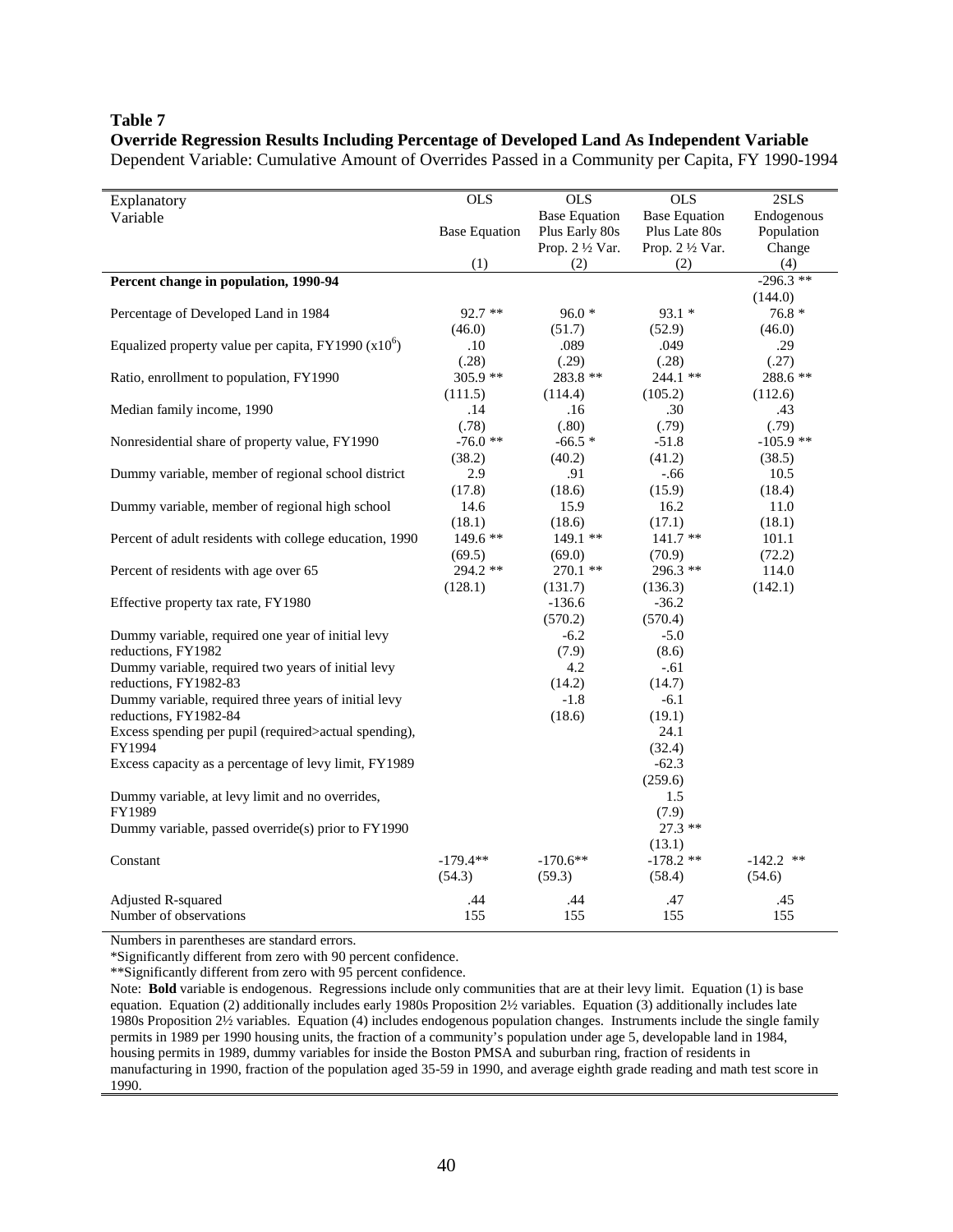**Table 7**

**Override Regression Results Including Percentage of Developed Land As Independent Variable**

Dependent Variable: Cumulative Amount of Overrides Passed in a Community per Capita, FY 1990-1994

| Explanatory Variable | OLS Base Equation (1) | OLS Base Equation Plus Early 80s Prop. 2 ½ Var. (2) | OLS Base Equation Plus Late 80s Prop. 2 ½ Var. (2) | 2SLS Endogenous Population Change (4) |
|---|---|---|---|---|
| **Percent change in population, 1990-94** | | | | -296.3 ** |
| | | | | (144.0) |
| Percentage of Developed Land in 1984 | 92.7 ** | 96.0 * | 93.1 * | 76.8 * |
| | (46.0) | (51.7) | (52.9) | (46.0) |
| Equalized property value per capita, FY1990 ($x10^6$) | .10 | .089 | .049 | .29 |
| | (.28) | (.29) | (.28) | (.27) |
| Ratio, enrollment to population, FY1990 | 305.9 ** | 283.8 ** | 244.1 ** | 288.6 ** |
| | (111.5) | (114.4) | (105.2) | (112.6) |
| Median family income, 1990 | .14 | .16 | .30 | .43 |
| | (.78) | (.80) | (.79) | (.79) |
| Nonresidential share of property value, FY1990 | -76.0 ** | -66.5 * | -51.8 | -105.9 ** |
| | (38.2) | (40.2) | (41.2) | (38.5) |
| Dummy variable, member of regional school district | 2.9 | .91 | -.66 | 10.5 |
| | (17.8) | (18.6) | (15.9) | (18.4) |
| Dummy variable, member of regional high school | 14.6 | 15.9 | 16.2 | 11.0 |
| | (18.1) | (18.6) | (17.1) | (18.1) |
| Percent of adult residents with college education, 1990 | 149.6 ** | 149.1 ** | 141.7 ** | 101.1 |
| | (69.5) | (69.0) | (70.9) | (72.2) |
| Percent of residents with age over 65 | 294.2 ** | 270.1 ** | 296.3 ** | 114.0 |
| | (128.1) | (131.7) | (136.3) | (142.1) |
| Effective property tax rate, FY1980 | | -136.6 | -36.2 | |
| | | (570.2) | (570.4) | |
| Dummy variable, required one year of initial levy reductions, FY1982 | | -6.2 | -5.0 | |
| | | (7.9) | (8.6) | |
| Dummy variable, required two years of initial levy reductions, FY1982-83 | | 4.2 | -.61 | |
| | | (14.2) | (14.7) | |
| Dummy variable, required three years of initial levy reductions, FY1982-84 | | -1.8 | -6.1 | |
| | | (18.6) | (19.1) | |
| Excess spending per pupil (required>actual spending), FY1994 | | | 24.1 | |
| | | | (32.4) | |
| Excess capacity as a percentage of levy limit, FY1989 | | | -62.3 | |
| | | | (259.6) | |
| Dummy variable, at levy limit and no overrides, FY1989 | | | 1.5 | |
| | | | (7.9) | |
| Dummy variable, passed override(s) prior to FY1990 | | | 27.3 ** | |
| | | | (13.1) | |
| Constant | -179.4** | -170.6** | -178.2 ** | -142.2 ** |
| | (54.3) | (59.3) | (58.4) | (54.6) |
| Adjusted R-squared | .44 | .44 | .47 | .45 |
| Number of observations | 155 | 155 | 155 | 155 |

Numbers in parentheses are standard errors.

*Significantly different from zero with 90 percent confidence.

**Significantly different from zero with 95 percent confidence.

Note: **Bold** variable is endogenous. Regressions include only communities that are at their levy limit. Equation (1) is base equation. Equation (2) additionally includes early 1980s Proposition 2½ variables. Equation (3) additionally includes late 1980s Proposition 2½ variables. Equation (4) includes endogenous population changes. Instruments include the single family permits in 1989 per 1990 housing units, the fraction of a community's population under age 5, developable land in 1984, housing permits in 1989, dummy variables for inside the Boston PMSA and suburban ring, fraction of residents in manufacturing in 1990, fraction of the population aged 35-59 in 1990, and average eighth grade reading and math test score in 1990.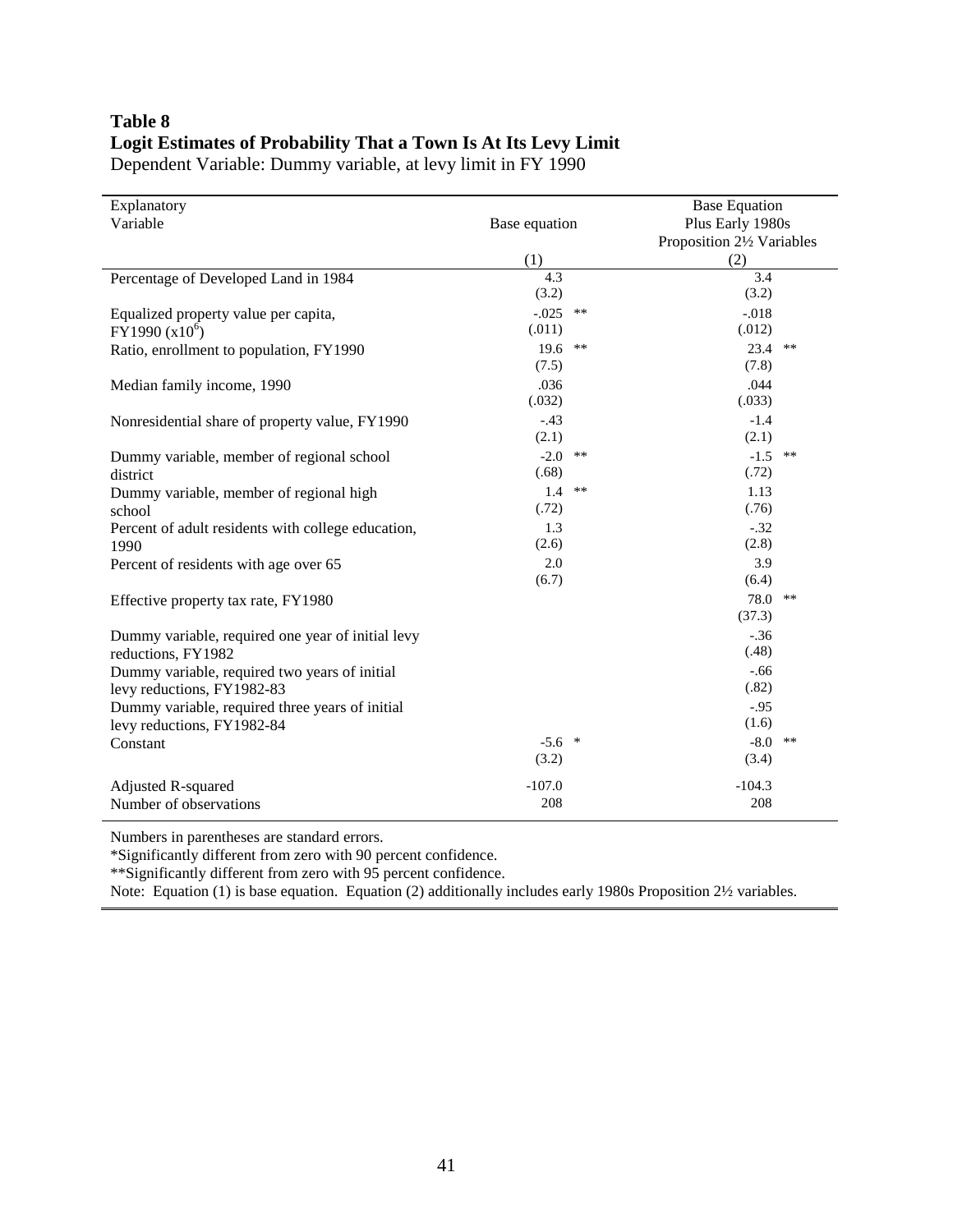**Table 8**
**Logit Estimates of Probability That a Town Is At Its Levy Limit**
Dependent Variable: Dummy variable, at levy limit in FY 1990

| Explanatory Variable | Base equation | Base Equation Plus Early 1980s Proposition 2½ Variables |
|---|---|---|
| | (1) | (2) |
| Percentage of Developed Land in 1984 | 4.3 | 3.4 |
| | (3.2) | (3.2) |
| Equalized property value per capita, FY1990 ($x10^6$) | -.025 ** | -.018 |
| | (.011) | (.012) |
| Ratio, enrollment to population, FY1990 | 19.6 ** | 23.4 ** |
| | (7.5) | (7.8) |
| Median family income, 1990 | .036 | .044 |
| | (.032) | (.033) |
| Nonresidential share of property value, FY1990 | -.43 | -1.4 |
| | (2.1) | (2.1) |
| Dummy variable, member of regional school district | -2.0 ** | -1.5 ** |
| | (.68) | (.72) |
| Dummy variable, member of regional high school | 1.4 ** | 1.13 |
| | (.72) | (.76) |
| Percent of adult residents with college education, 1990 | 1.3 | -.32 |
| | (2.6) | (2.8) |
| Percent of residents with age over 65 | 2.0 | 3.9 |
| | (6.7) | (6.4) |
| Effective property tax rate, FY1980 | | 78.0 ** |
| | | (37.3) |
| Dummy variable, required one year of initial levy reductions, FY1982 | | -.36 |
| | | (.48) |
| Dummy variable, required two years of initial levy reductions, FY1982-83 | | -.66 |
| | | (.82) |
| Dummy variable, required three years of initial levy reductions, FY1982-84 | | -.95 |
| | | (1.6) |
| Constant | -5.6 * | -8.0 ** |
| | (3.2) | (3.4) |
| Adjusted R-squared | -107.0 | -104.3 |
| Number of observations | 208 | 208 |

Numbers in parentheses are standard errors.
*Significantly different from zero with 90 percent confidence.
**Significantly different from zero with 95 percent confidence.
Note: Equation (1) is base equation. Equation (2) additionally includes early 1980s Proposition 2½ variables.